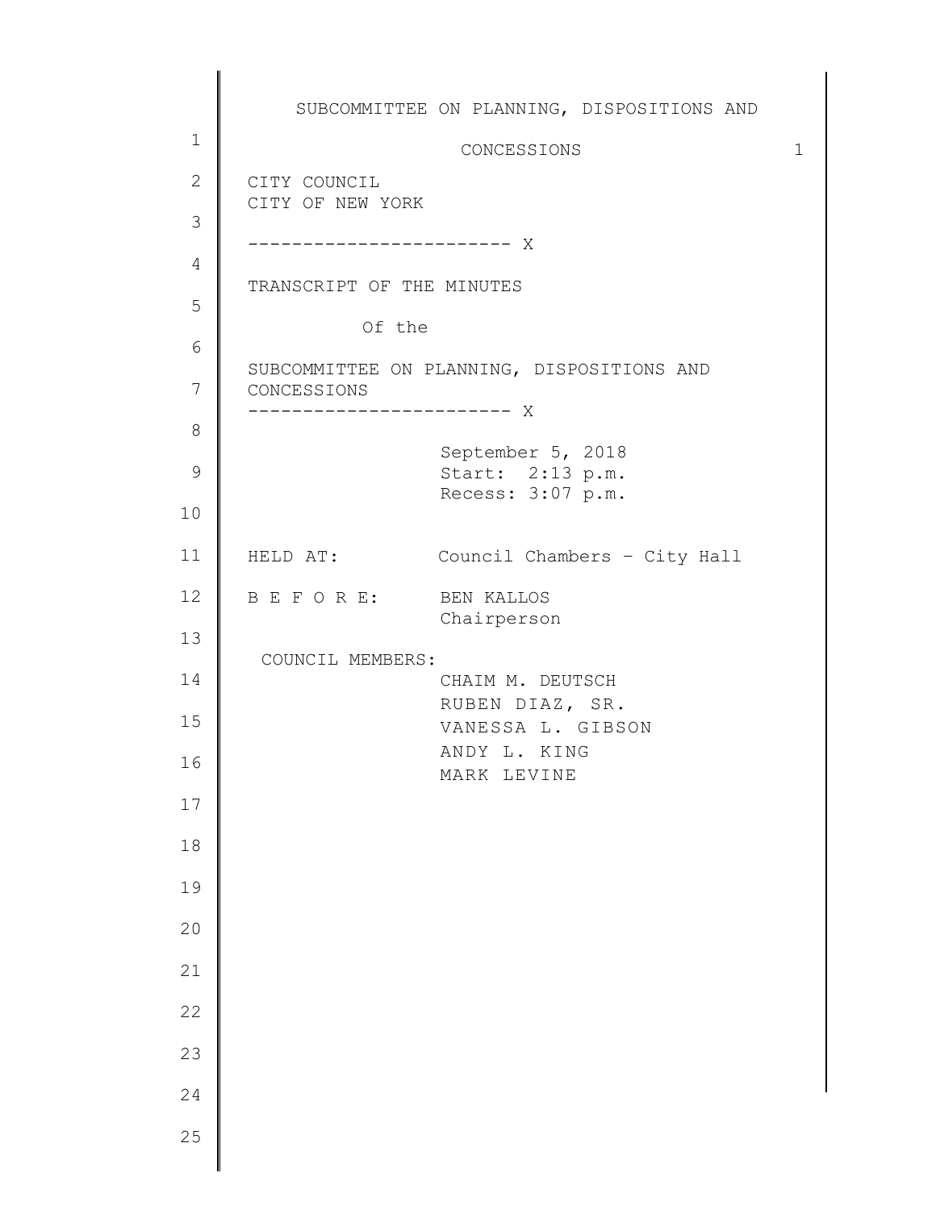CITY COUNCIL
CITY OF NEW YORK

------------------------ X

TRANSCRIPT OF THE MINUTES

Of the

SUBCOMMITTEE ON PLANNING, DISPOSITIONS AND CONCESSIONS

------------------------ X

September 5, 2018
Start: 2:13 p.m.
Recess: 3:07 p.m.

HELD AT: Council Chambers – City Hall

B E F O R E: BEN KALLOS
Chairperson

COUNCIL MEMBERS:
CHAIM M. DEUTSCH
RUBEN DIAZ, SR.
VANESSA L. GIBSON
ANDY L. KING
MARK LEVINE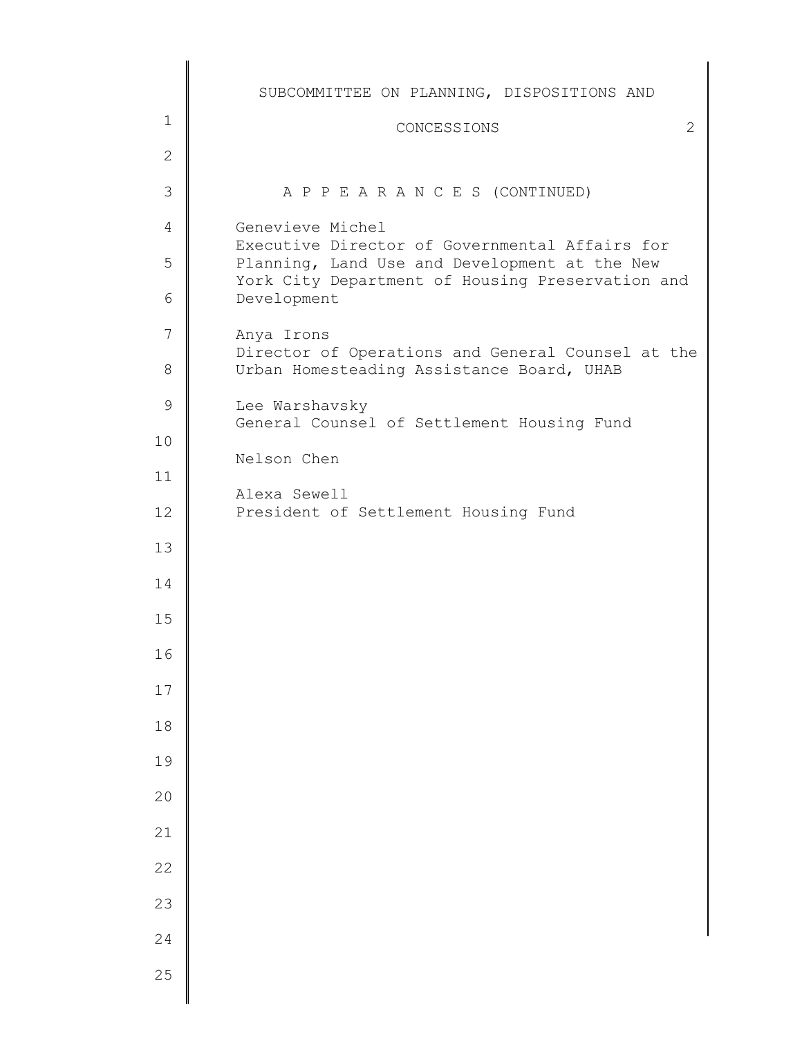A P P E A R A N C E S (CONTINUED)

Genevieve Michel
Executive Director of Governmental Affairs for Planning, Land Use and Development at the New York City Department of Housing Preservation and Development

Anya Irons
Director of Operations and General Counsel at the Urban Homesteading Assistance Board, UHAB

Lee Warshavsky
General Counsel of Settlement Housing Fund

Nelson Chen

Alexa Sewell
President of Settlement Housing Fund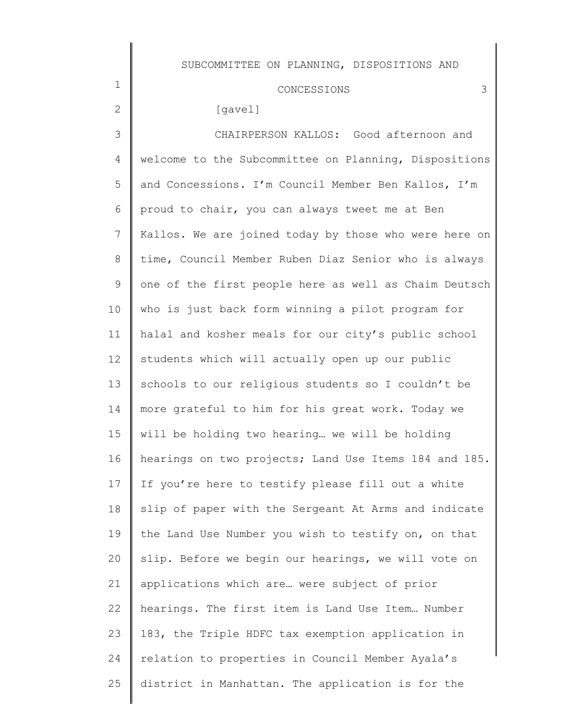[gavel]

CHAIRPERSON KALLOS: Good afternoon and welcome to the Subcommittee on Planning, Dispositions and Concessions. I'm Council Member Ben Kallos, I'm proud to chair, you can always tweet me at Ben Kallos. We are joined today by those who were here on time, Council Member Ruben Diaz Senior who is always one of the first people here as well as Chaim Deutsch who is just back form winning a pilot program for halal and kosher meals for our city's public school students which will actually open up our public schools to our religious students so I couldn't be more grateful to him for his great work. Today we will be holding two hearing… we will be holding hearings on two projects; Land Use Items 184 and 185. If you're here to testify please fill out a white slip of paper with the Sergeant At Arms and indicate the Land Use Number you wish to testify on, on that slip. Before we begin our hearings, we will vote on applications which are… were subject of prior hearings. The first item is Land Use Item… Number 183, the Triple HDFC tax exemption application in relation to properties in Council Member Ayala's district in Manhattan. The application is for the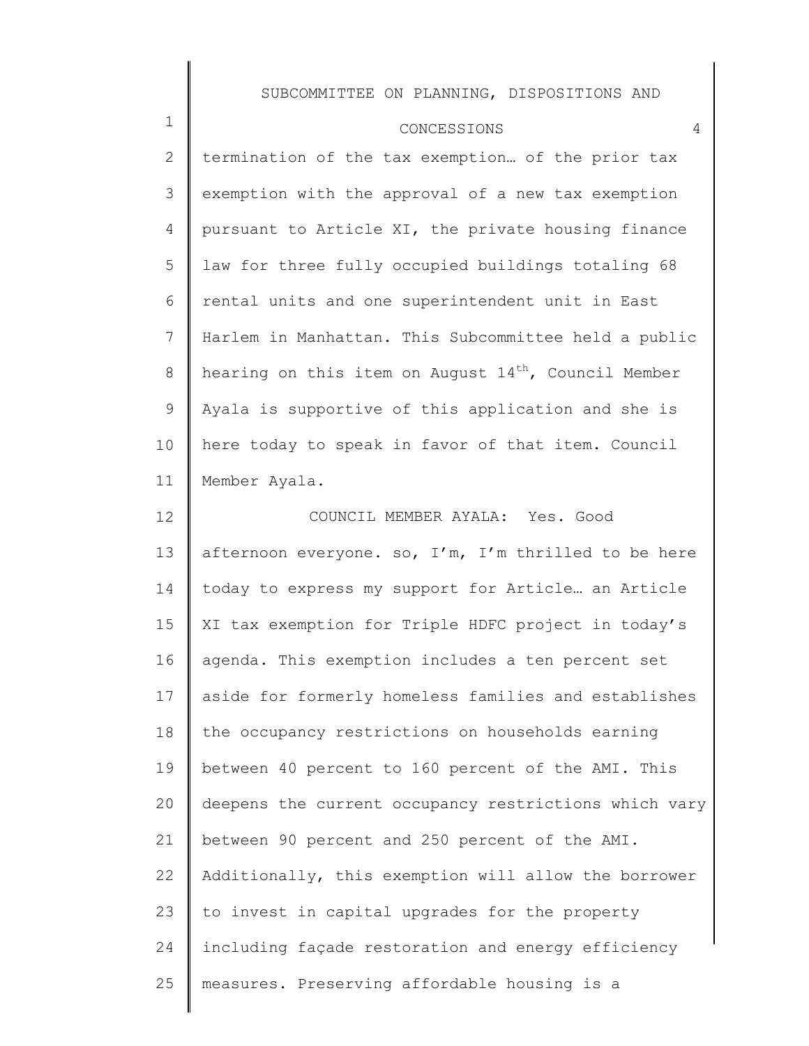termination of the tax exemption… of the prior tax exemption with the approval of a new tax exemption pursuant to Article XI, the private housing finance law for three fully occupied buildings totaling 68 rental units and one superintendent unit in East Harlem in Manhattan. This Subcommittee held a public hearing on this item on August 14th, Council Member Ayala is supportive of this application and she is here today to speak in favor of that item. Council Member Ayala.

COUNCIL MEMBER AYALA: Yes. Good afternoon everyone. so, I'm, I'm thrilled to be here today to express my support for Article… an Article XI tax exemption for Triple HDFC project in today's agenda. This exemption includes a ten percent set aside for formerly homeless families and establishes the occupancy restrictions on households earning between 40 percent to 160 percent of the AMI. This deepens the current occupancy restrictions which vary between 90 percent and 250 percent of the AMI. Additionally, this exemption will allow the borrower to invest in capital upgrades for the property including façade restoration and energy efficiency measures. Preserving affordable housing is a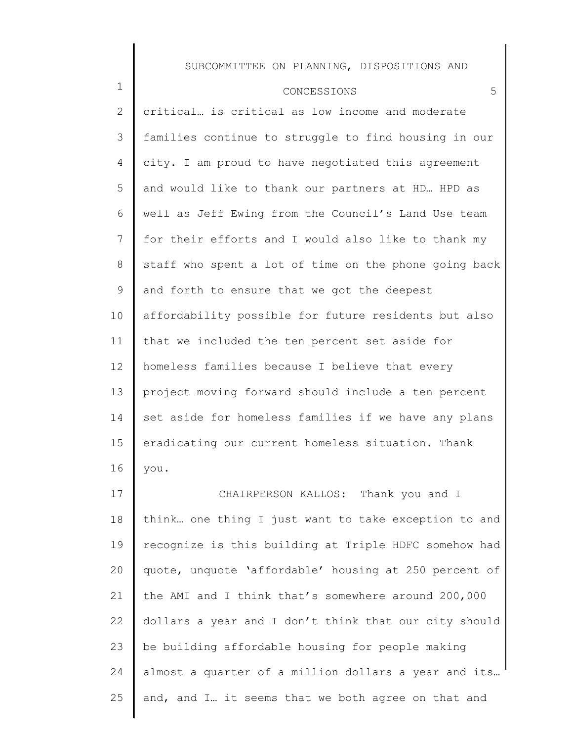critical… is critical as low income and moderate families continue to struggle to find housing in our city. I am proud to have negotiated this agreement and would like to thank our partners at HD… HPD as well as Jeff Ewing from the Council's Land Use team for their efforts and I would also like to thank my staff who spent a lot of time on the phone going back and forth to ensure that we got the deepest affordability possible for future residents but also that we included the ten percent set aside for homeless families because I believe that every project moving forward should include a ten percent set aside for homeless families if we have any plans eradicating our current homeless situation. Thank you.

CHAIRPERSON KALLOS: Thank you and I think… one thing I just want to take exception to and recognize is this building at Triple HDFC somehow had quote, unquote 'affordable' housing at 250 percent of the AMI and I think that's somewhere around 200,000 dollars a year and I don't think that our city should be building affordable housing for people making almost a quarter of a million dollars a year and its… and, and I… it seems that we both agree on that and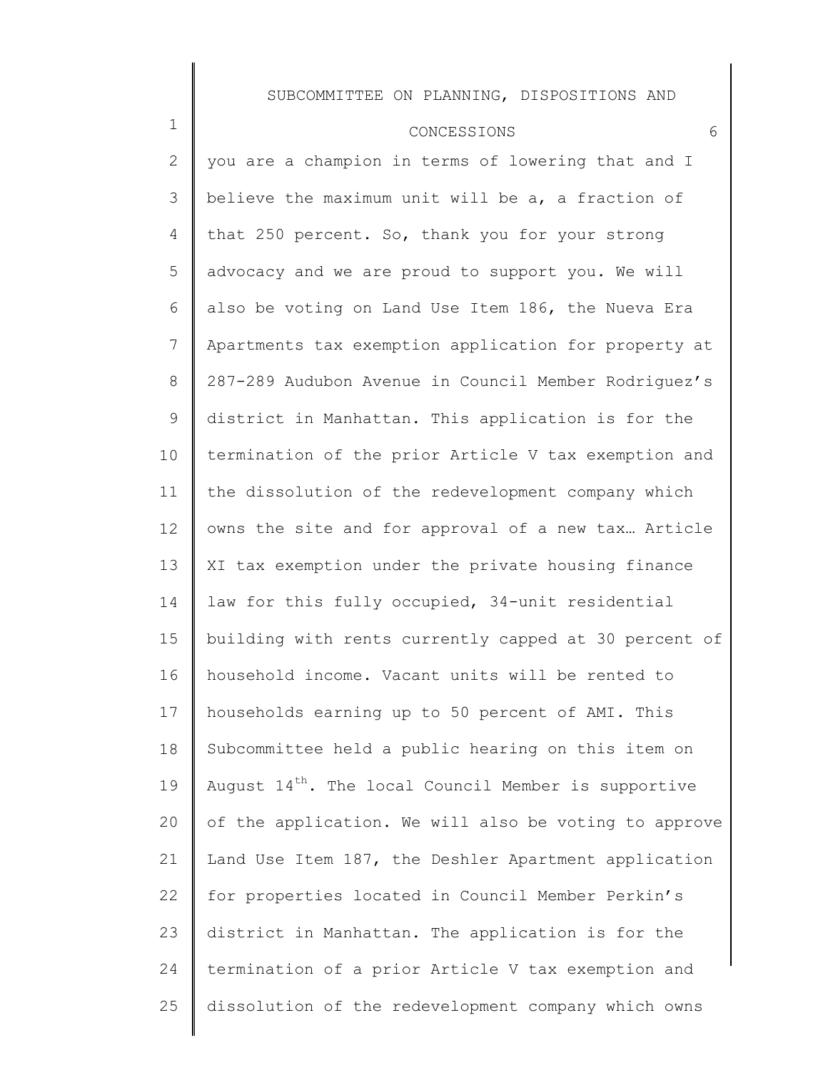you are a champion in terms of lowering that and I believe the maximum unit will be a, a fraction of that 250 percent. So, thank you for your strong advocacy and we are proud to support you. We will also be voting on Land Use Item 186, the Nueva Era Apartments tax exemption application for property at 287-289 Audubon Avenue in Council Member Rodriguez's district in Manhattan. This application is for the termination of the prior Article V tax exemption and the dissolution of the redevelopment company which owns the site and for approval of a new tax… Article XI tax exemption under the private housing finance law for this fully occupied, 34-unit residential building with rents currently capped at 30 percent of household income. Vacant units will be rented to households earning up to 50 percent of AMI. This Subcommittee held a public hearing on this item on August 14th. The local Council Member is supportive of the application. We will also be voting to approve Land Use Item 187, the Deshler Apartment application for properties located in Council Member Perkin's district in Manhattan. The application is for the termination of a prior Article V tax exemption and dissolution of the redevelopment company which owns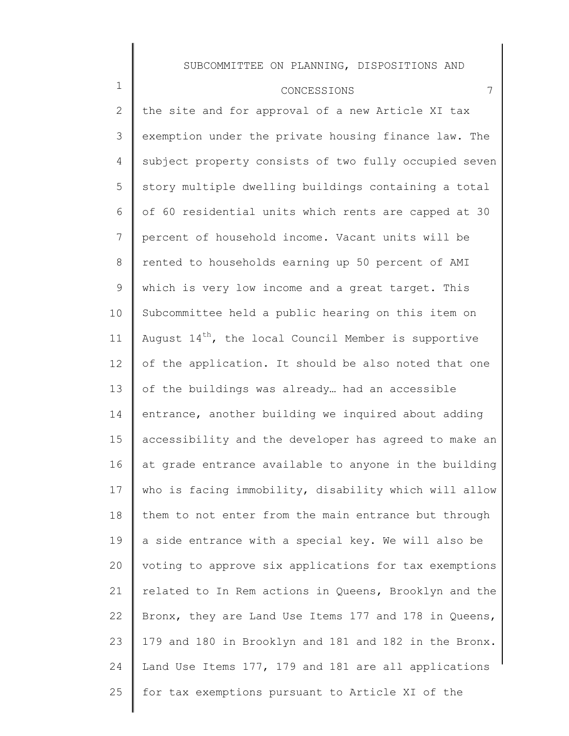the site and for approval of a new Article XI tax exemption under the private housing finance law. The subject property consists of two fully occupied seven story multiple dwelling buildings containing a total of 60 residential units which rents are capped at 30 percent of household income. Vacant units will be rented to households earning up 50 percent of AMI which is very low income and a great target. This Subcommittee held a public hearing on this item on August 14th, the local Council Member is supportive of the application. It should be also noted that one of the buildings was already… had an accessible entrance, another building we inquired about adding accessibility and the developer has agreed to make an at grade entrance available to anyone in the building who is facing immobility, disability which will allow them to not enter from the main entrance but through a side entrance with a special key. We will also be voting to approve six applications for tax exemptions related to In Rem actions in Queens, Brooklyn and the Bronx, they are Land Use Items 177 and 178 in Queens, 179 and 180 in Brooklyn and 181 and 182 in the Bronx. Land Use Items 177, 179 and 181 are all applications for tax exemptions pursuant to Article XI of the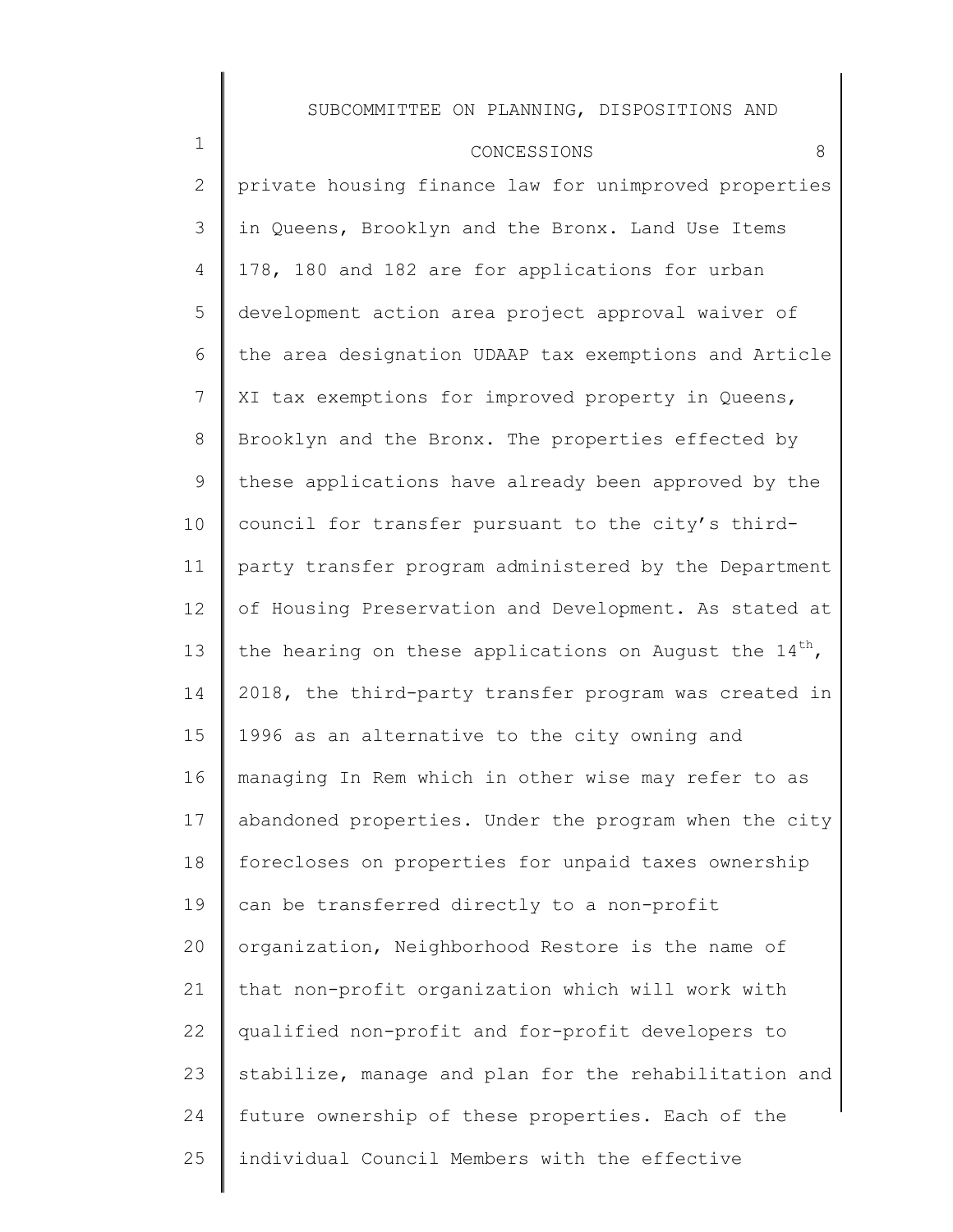private housing finance law for unimproved properties in Queens, Brooklyn and the Bronx. Land Use Items 178, 180 and 182 are for applications for urban development action area project approval waiver of the area designation UDAAP tax exemptions and Article XI tax exemptions for improved property in Queens, Brooklyn and the Bronx. The properties effected by these applications have already been approved by the council for transfer pursuant to the city's third-party transfer program administered by the Department of Housing Preservation and Development. As stated at the hearing on these applications on August the 14th, 2018, the third-party transfer program was created in 1996 as an alternative to the city owning and managing In Rem which in other wise may refer to as abandoned properties. Under the program when the city forecloses on properties for unpaid taxes ownership can be transferred directly to a non-profit organization, Neighborhood Restore is the name of that non-profit organization which will work with qualified non-profit and for-profit developers to stabilize, manage and plan for the rehabilitation and future ownership of these properties. Each of the individual Council Members with the effective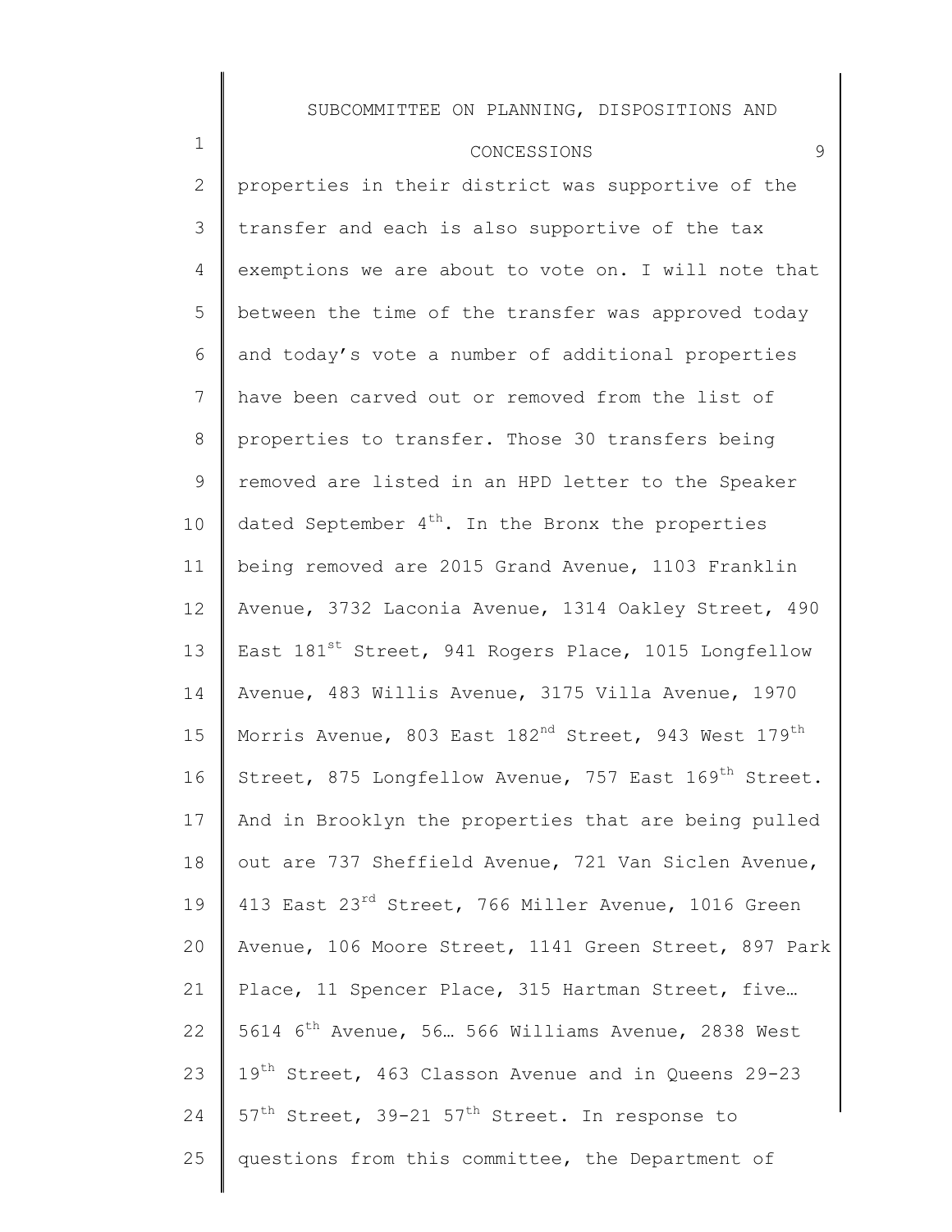properties in their district was supportive of the transfer and each is also supportive of the tax exemptions we are about to vote on. I will note that between the time of the transfer was approved today and today's vote a number of additional properties have been carved out or removed from the list of properties to transfer. Those 30 transfers being removed are listed in an HPD letter to the Speaker dated September 4th. In the Bronx the properties being removed are 2015 Grand Avenue, 1103 Franklin Avenue, 3732 Laconia Avenue, 1314 Oakley Street, 490 East 181st Street, 941 Rogers Place, 1015 Longfellow Avenue, 483 Willis Avenue, 3175 Villa Avenue, 1970 Morris Avenue, 803 East 182nd Street, 943 West 179th Street, 875 Longfellow Avenue, 757 East 169th Street. And in Brooklyn the properties that are being pulled out are 737 Sheffield Avenue, 721 Van Siclen Avenue, 413 East 23rd Street, 766 Miller Avenue, 1016 Green Avenue, 106 Moore Street, 1141 Green Street, 897 Park Place, 11 Spencer Place, 315 Hartman Street, five… 5614 6th Avenue, 56… 566 Williams Avenue, 2838 West 19th Street, 463 Classon Avenue and in Queens 29-23 57th Street, 39-21 57th Street. In response to questions from this committee, the Department of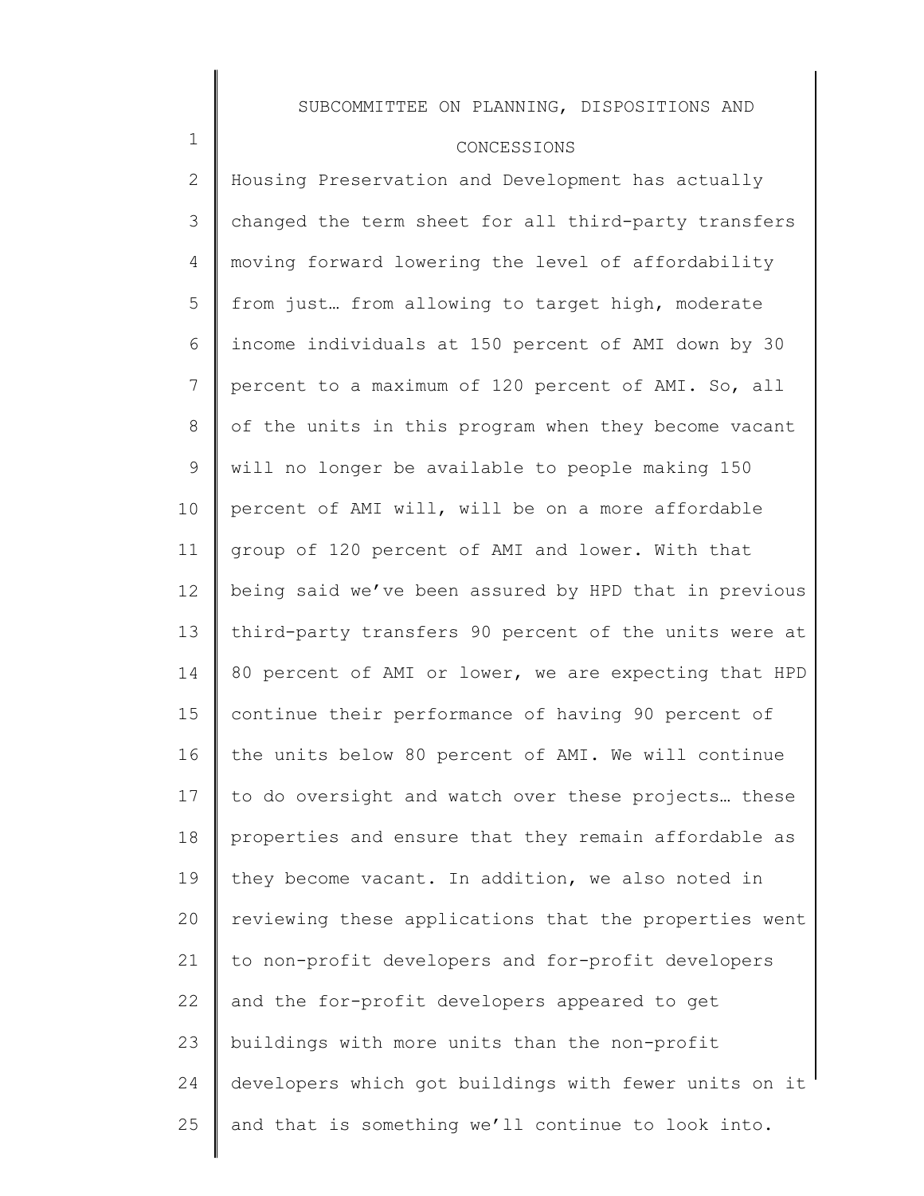Housing Preservation and Development has actually changed the term sheet for all third-party transfers moving forward lowering the level of affordability from just… from allowing to target high, moderate income individuals at 150 percent of AMI down by 30 percent to a maximum of 120 percent of AMI. So, all of the units in this program when they become vacant will no longer be available to people making 150 percent of AMI will, will be on a more affordable group of 120 percent of AMI and lower. With that being said we've been assured by HPD that in previous third-party transfers 90 percent of the units were at 80 percent of AMI or lower, we are expecting that HPD continue their performance of having 90 percent of the units below 80 percent of AMI. We will continue to do oversight and watch over these projects… these properties and ensure that they remain affordable as they become vacant. In addition, we also noted in reviewing these applications that the properties went to non-profit developers and for-profit developers and the for-profit developers appeared to get buildings with more units than the non-profit developers which got buildings with fewer units on it and that is something we'll continue to look into.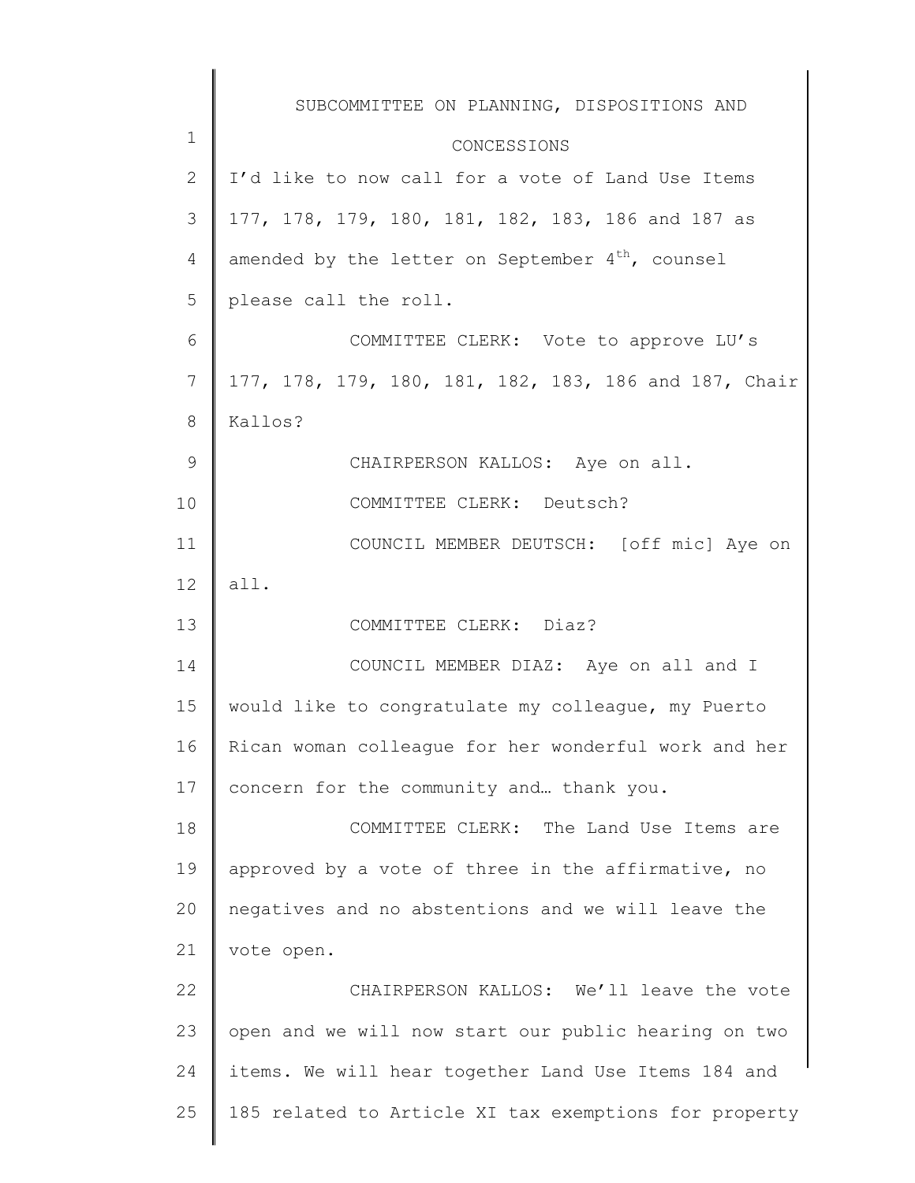I'd like to now call for a vote of Land Use Items 177, 178, 179, 180, 181, 182, 183, 186 and 187 as amended by the letter on September 4th, counsel please call the roll.

COMMITTEE CLERK: Vote to approve LU's 177, 178, 179, 180, 181, 182, 183, 186 and 187, Chair Kallos?

CHAIRPERSON KALLOS: Aye on all.

COMMITTEE CLERK: Deutsch?

COUNCIL MEMBER DEUTSCH: [off mic] Aye on all.

COMMITTEE CLERK: Diaz?

COUNCIL MEMBER DIAZ: Aye on all and I would like to congratulate my colleague, my Puerto Rican woman colleague for her wonderful work and her concern for the community and… thank you.

COMMITTEE CLERK: The Land Use Items are approved by a vote of three in the affirmative, no negatives and no abstentions and we will leave the vote open.

CHAIRPERSON KALLOS: We'll leave the vote open and we will now start our public hearing on two items. We will hear together Land Use Items 184 and 185 related to Article XI tax exemptions for property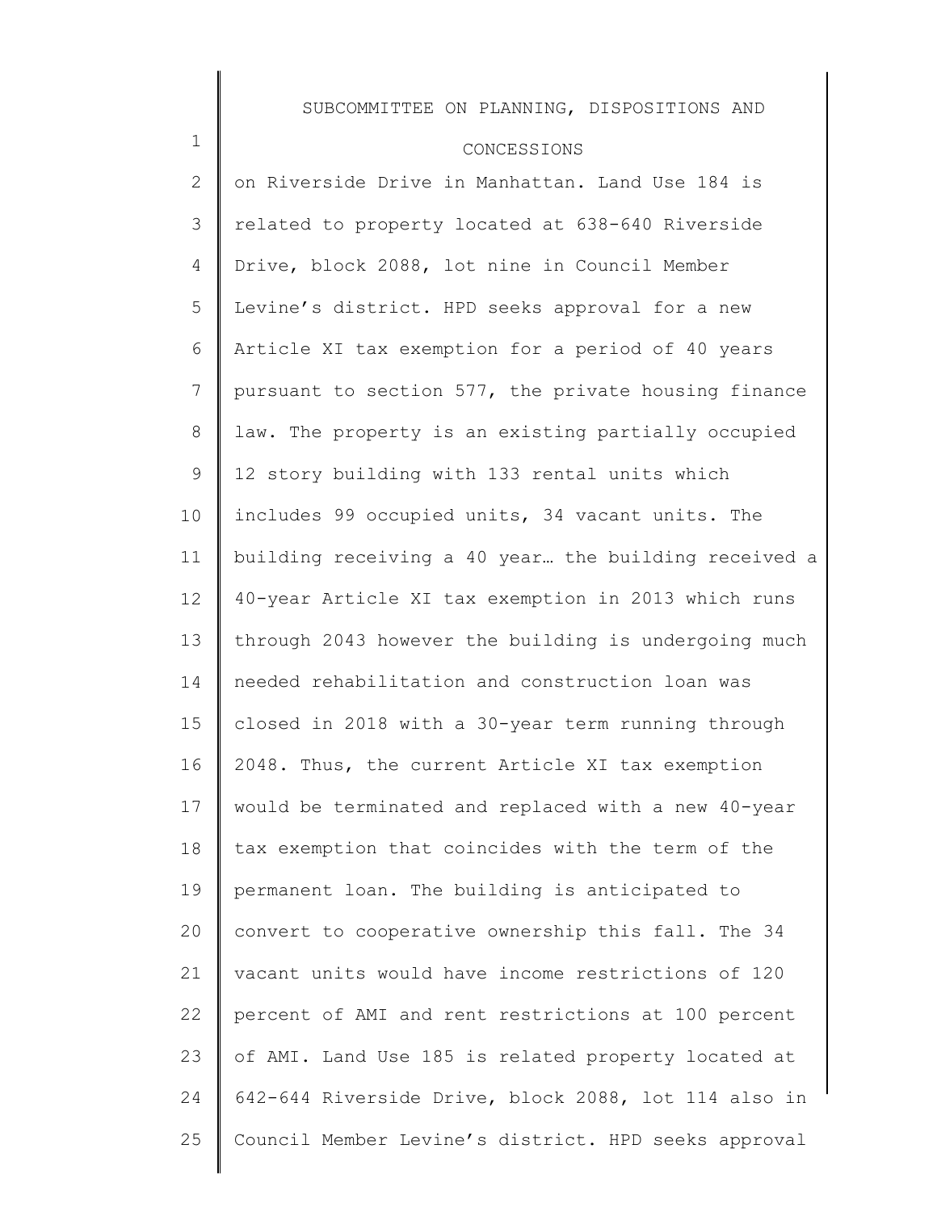on Riverside Drive in Manhattan. Land Use 184 is related to property located at 638-640 Riverside Drive, block 2088, lot nine in Council Member Levine's district. HPD seeks approval for a new Article XI tax exemption for a period of 40 years pursuant to section 577, the private housing finance law. The property is an existing partially occupied 12 story building with 133 rental units which includes 99 occupied units, 34 vacant units. The building receiving a 40 year… the building received a 40-year Article XI tax exemption in 2013 which runs through 2043 however the building is undergoing much needed rehabilitation and construction loan was closed in 2018 with a 30-year term running through 2048. Thus, the current Article XI tax exemption would be terminated and replaced with a new 40-year tax exemption that coincides with the term of the permanent loan. The building is anticipated to convert to cooperative ownership this fall. The 34 vacant units would have income restrictions of 120 percent of AMI and rent restrictions at 100 percent of AMI. Land Use 185 is related property located at 642-644 Riverside Drive, block 2088, lot 114 also in Council Member Levine's district. HPD seeks approval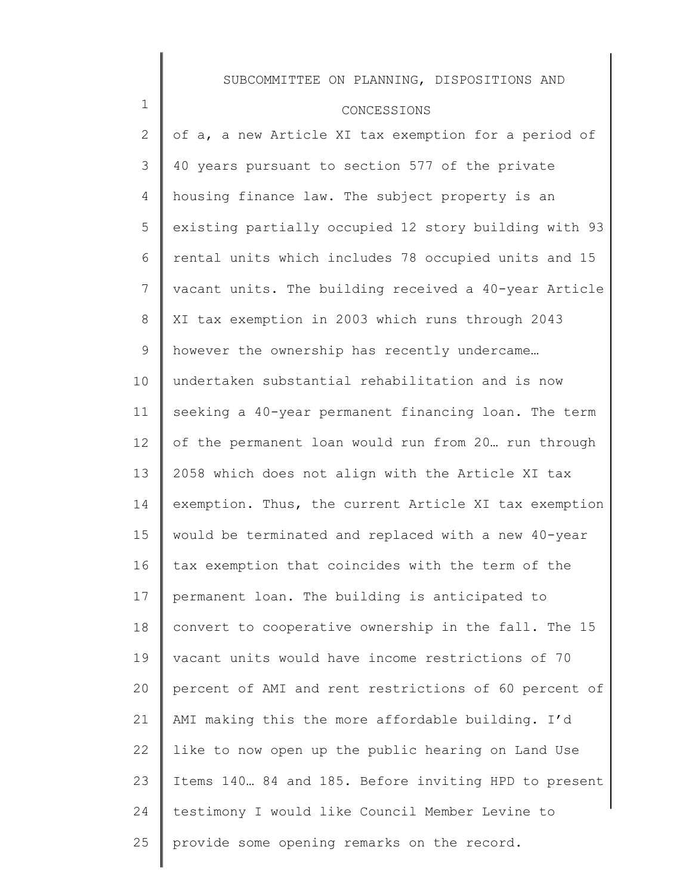of a, a new Article XI tax exemption for a period of 40 years pursuant to section 577 of the private housing finance law. The subject property is an existing partially occupied 12 story building with 93 rental units which includes 78 occupied units and 15 vacant units. The building received a 40-year Article XI tax exemption in 2003 which runs through 2043 however the ownership has recently undercame… undertaken substantial rehabilitation and is now seeking a 40-year permanent financing loan. The term of the permanent loan would run from 20… run through 2058 which does not align with the Article XI tax exemption. Thus, the current Article XI tax exemption would be terminated and replaced with a new 40-year tax exemption that coincides with the term of the permanent loan. The building is anticipated to convert to cooperative ownership in the fall. The 15 vacant units would have income restrictions of 70 percent of AMI and rent restrictions of 60 percent of AMI making this the more affordable building. I'd like to now open up the public hearing on Land Use Items 140… 84 and 185. Before inviting HPD to present testimony I would like Council Member Levine to provide some opening remarks on the record.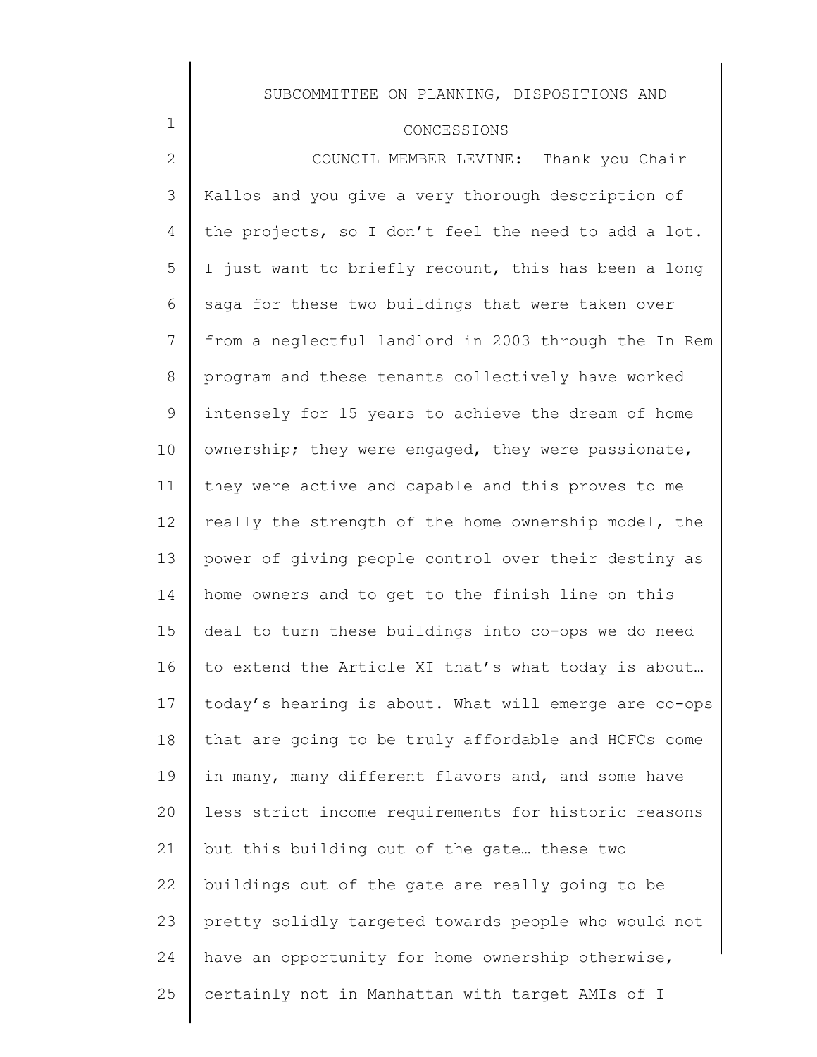COUNCIL MEMBER LEVINE: Thank you Chair Kallos and you give a very thorough description of the projects, so I don't feel the need to add a lot. I just want to briefly recount, this has been a long saga for these two buildings that were taken over from a neglectful landlord in 2003 through the In Rem program and these tenants collectively have worked intensely for 15 years to achieve the dream of home ownership; they were engaged, they were passionate, they were active and capable and this proves to me really the strength of the home ownership model, the power of giving people control over their destiny as home owners and to get to the finish line on this deal to turn these buildings into co-ops we do need to extend the Article XI that's what today is about… today's hearing is about. What will emerge are co-ops that are going to be truly affordable and HCFCs come in many, many different flavors and, and some have less strict income requirements for historic reasons but this building out of the gate… these two buildings out of the gate are really going to be pretty solidly targeted towards people who would not have an opportunity for home ownership otherwise, certainly not in Manhattan with target AMIs of I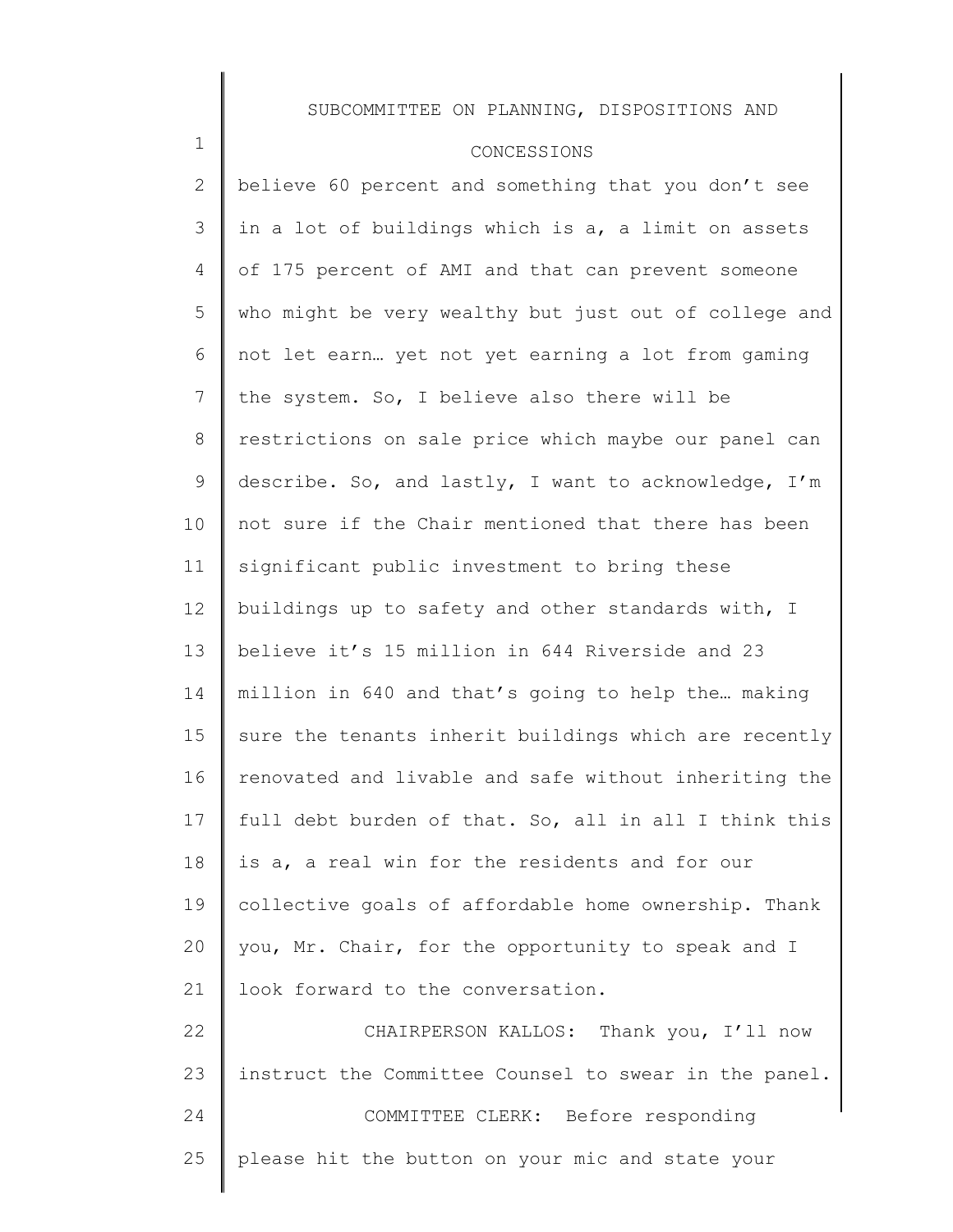believe 60 percent and something that you don't see in a lot of buildings which is a, a limit on assets of 175 percent of AMI and that can prevent someone who might be very wealthy but just out of college and not let earn… yet not yet earning a lot from gaming the system. So, I believe also there will be restrictions on sale price which maybe our panel can describe. So, and lastly, I want to acknowledge, I'm not sure if the Chair mentioned that there has been significant public investment to bring these buildings up to safety and other standards with, I believe it's 15 million in 644 Riverside and 23 million in 640 and that's going to help the… making sure the tenants inherit buildings which are recently renovated and livable and safe without inheriting the full debt burden of that. So, all in all I think this is a, a real win for the residents and for our collective goals of affordable home ownership. Thank you, Mr. Chair, for the opportunity to speak and I look forward to the conversation.

CHAIRPERSON KALLOS: Thank you, I'll now instruct the Committee Counsel to swear in the panel.

COMMITTEE CLERK: Before responding please hit the button on your mic and state your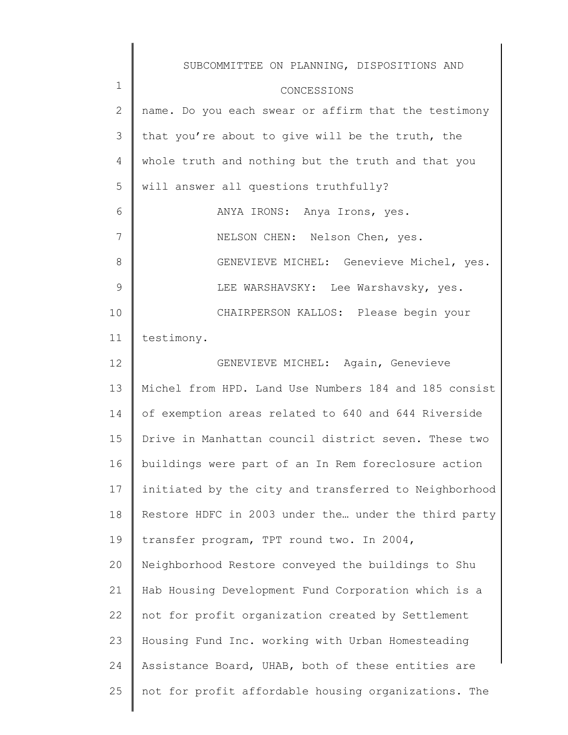name. Do you each swear or affirm that the testimony that you're about to give will be the truth, the whole truth and nothing but the truth and that you will answer all questions truthfully?

ANYA IRONS: Anya Irons, yes.

NELSON CHEN: Nelson Chen, yes.

GENEVIEVE MICHEL: Genevieve Michel, yes.

LEE WARSHAVSKY: Lee Warshavsky, yes.

CHAIRPERSON KALLOS: Please begin your testimony.

GENEVIEVE MICHEL: Again, Genevieve Michel from HPD. Land Use Numbers 184 and 185 consist of exemption areas related to 640 and 644 Riverside Drive in Manhattan council district seven. These two buildings were part of an In Rem foreclosure action initiated by the city and transferred to Neighborhood Restore HDFC in 2003 under the… under the third party transfer program, TPT round two. In 2004, Neighborhood Restore conveyed the buildings to Shu Hab Housing Development Fund Corporation which is a not for profit organization created by Settlement Housing Fund Inc. working with Urban Homesteading Assistance Board, UHAB, both of these entities are not for profit affordable housing organizations. The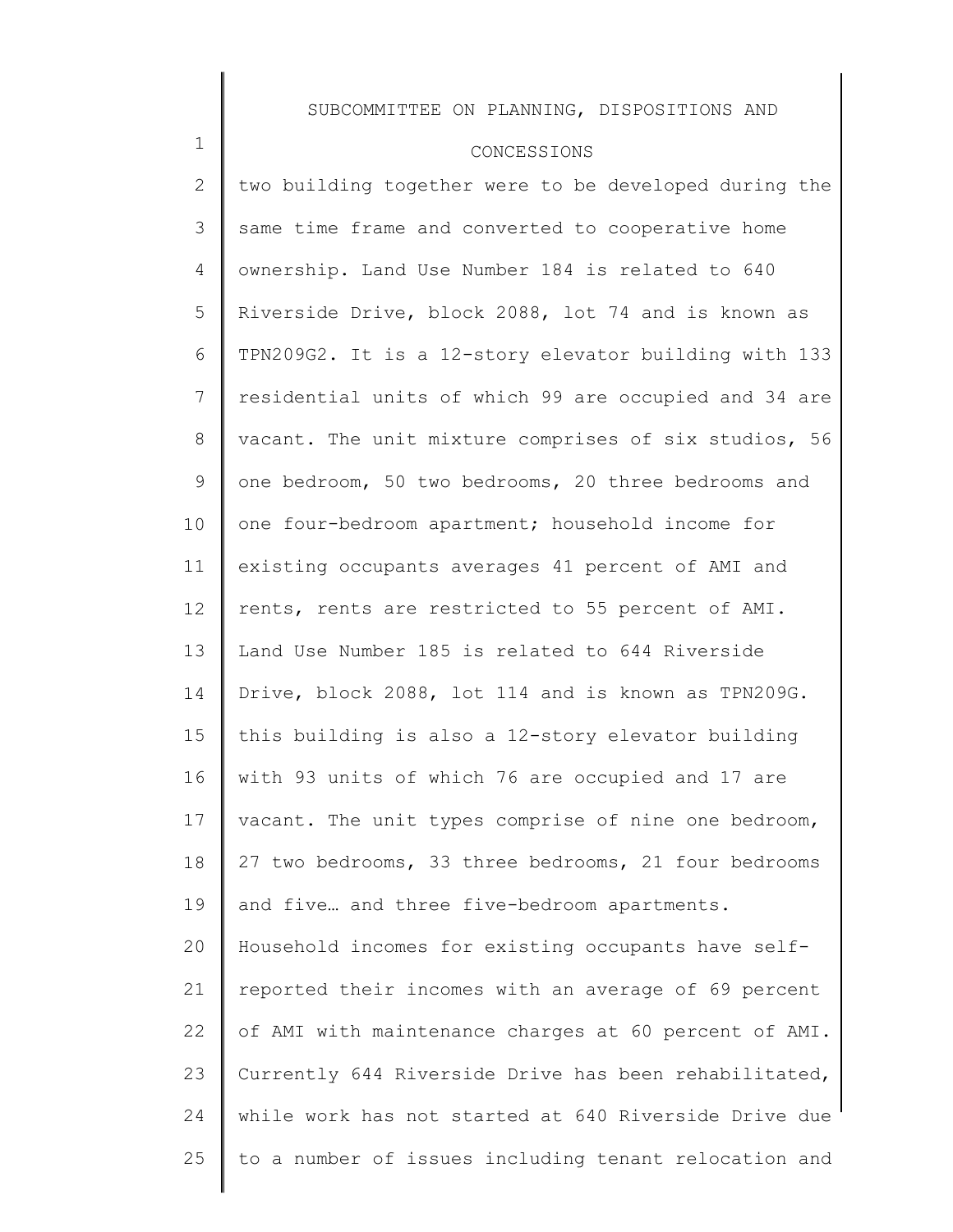two building together were to be developed during the same time frame and converted to cooperative home ownership. Land Use Number 184 is related to 640 Riverside Drive, block 2088, lot 74 and is known as TPN209G2. It is a 12-story elevator building with 133 residential units of which 99 are occupied and 34 are vacant. The unit mixture comprises of six studios, 56 one bedroom, 50 two bedrooms, 20 three bedrooms and one four-bedroom apartment; household income for existing occupants averages 41 percent of AMI and rents, rents are restricted to 55 percent of AMI. Land Use Number 185 is related to 644 Riverside Drive, block 2088, lot 114 and is known as TPN209G. this building is also a 12-story elevator building with 93 units of which 76 are occupied and 17 are vacant. The unit types comprise of nine one bedroom, 27 two bedrooms, 33 three bedrooms, 21 four bedrooms and five… and three five-bedroom apartments. Household incomes for existing occupants have self-reported their incomes with an average of 69 percent of AMI with maintenance charges at 60 percent of AMI. Currently 644 Riverside Drive has been rehabilitated, while work has not started at 640 Riverside Drive due to a number of issues including tenant relocation and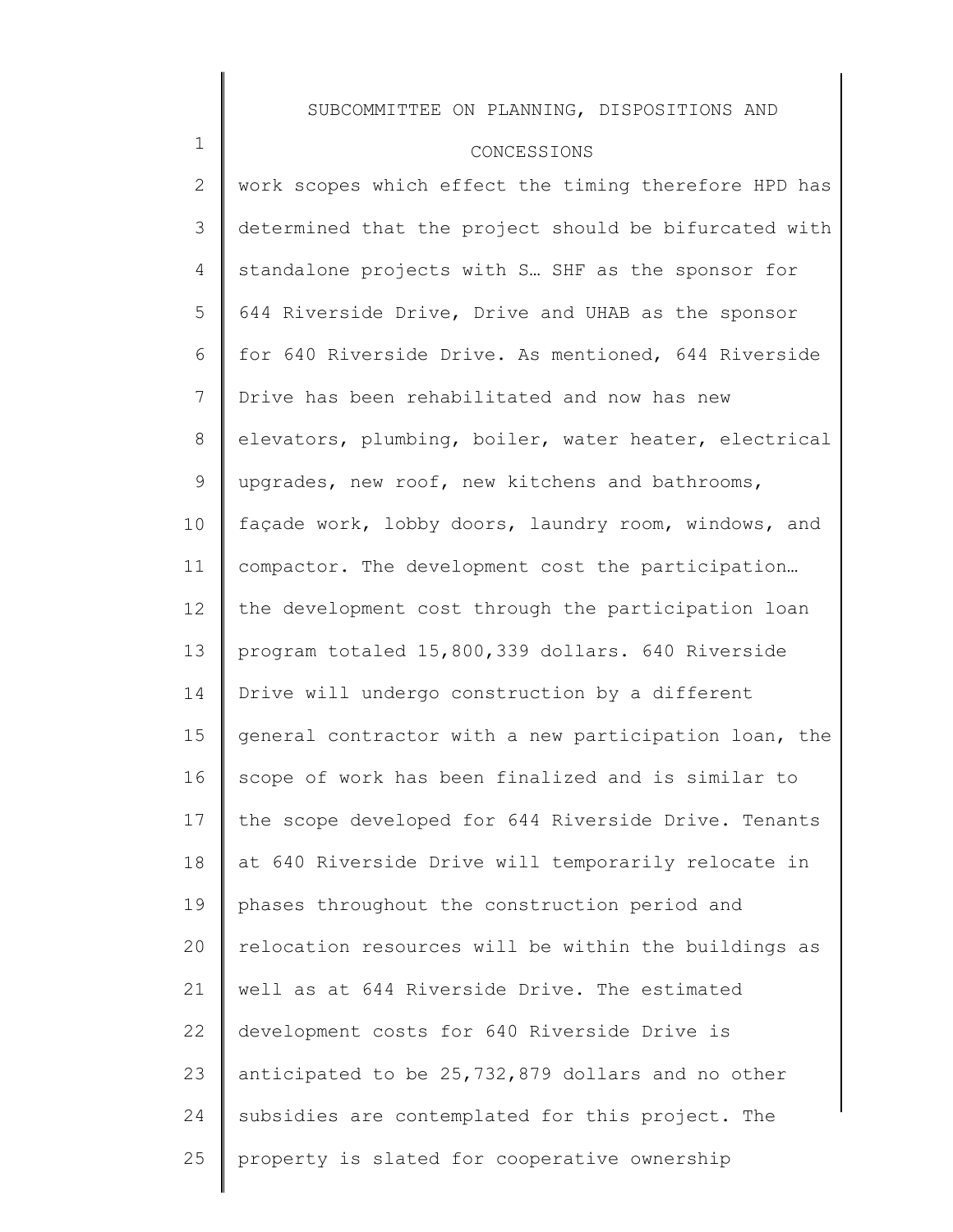work scopes which effect the timing therefore HPD has determined that the project should be bifurcated with standalone projects with S… SHF as the sponsor for 644 Riverside Drive, Drive and UHAB as the sponsor for 640 Riverside Drive. As mentioned, 644 Riverside Drive has been rehabilitated and now has new elevators, plumbing, boiler, water heater, electrical upgrades, new roof, new kitchens and bathrooms, façade work, lobby doors, laundry room, windows, and compactor. The development cost the participation… the development cost through the participation loan program totaled 15,800,339 dollars. 640 Riverside Drive will undergo construction by a different general contractor with a new participation loan, the scope of work has been finalized and is similar to the scope developed for 644 Riverside Drive. Tenants at 640 Riverside Drive will temporarily relocate in phases throughout the construction period and relocation resources will be within the buildings as well as at 644 Riverside Drive. The estimated development costs for 640 Riverside Drive is anticipated to be 25,732,879 dollars and no other subsidies are contemplated for this project. The property is slated for cooperative ownership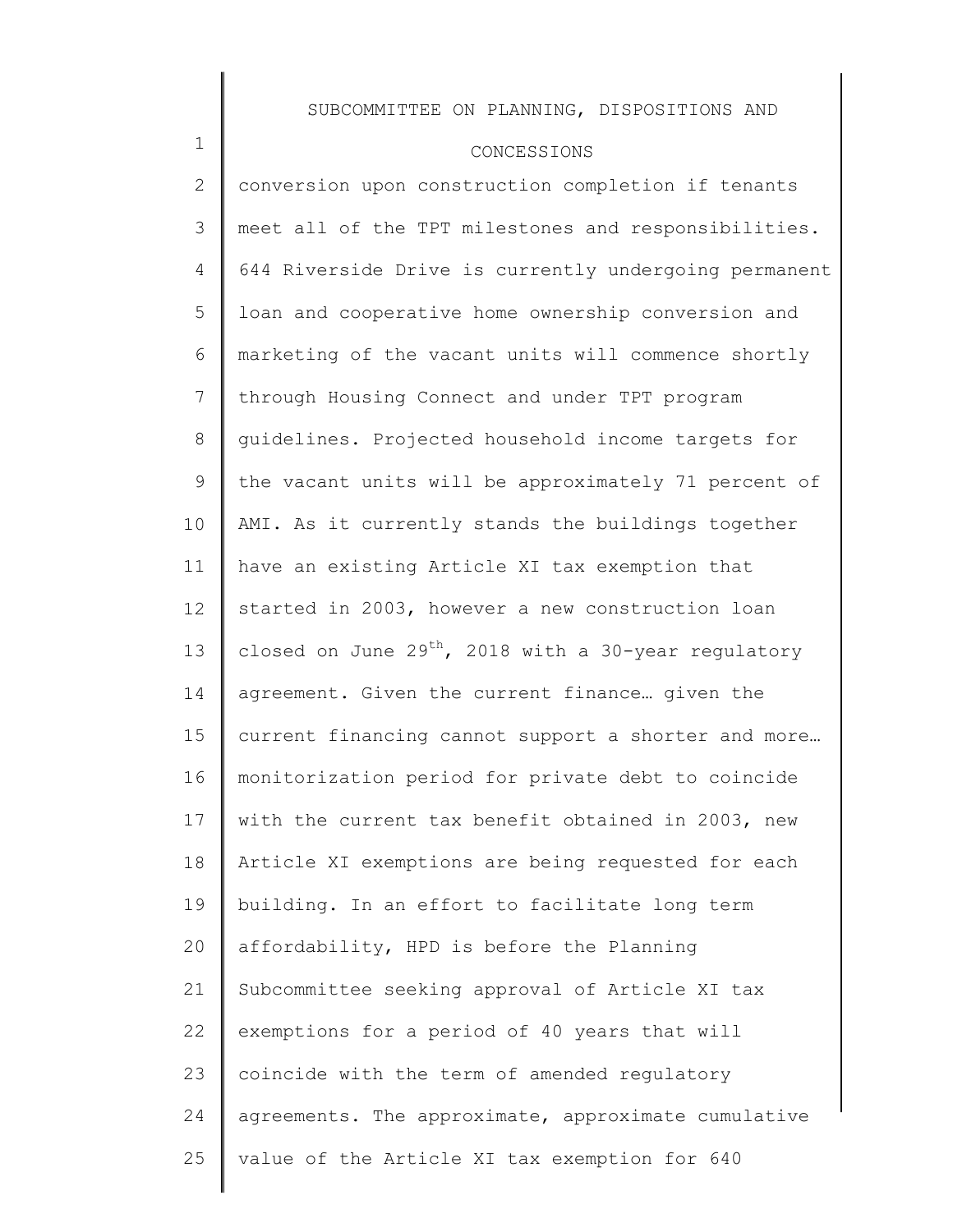conversion upon construction completion if tenants meet all of the TPT milestones and responsibilities. 644 Riverside Drive is currently undergoing permanent loan and cooperative home ownership conversion and marketing of the vacant units will commence shortly through Housing Connect and under TPT program guidelines. Projected household income targets for the vacant units will be approximately 71 percent of AMI. As it currently stands the buildings together have an existing Article XI tax exemption that started in 2003, however a new construction loan closed on June 29th, 2018 with a 30-year regulatory agreement. Given the current finance… given the current financing cannot support a shorter and more… monitorization period for private debt to coincide with the current tax benefit obtained in 2003, new Article XI exemptions are being requested for each building. In an effort to facilitate long term affordability, HPD is before the Planning Subcommittee seeking approval of Article XI tax exemptions for a period of 40 years that will coincide with the term of amended regulatory agreements. The approximate, approximate cumulative value of the Article XI tax exemption for 640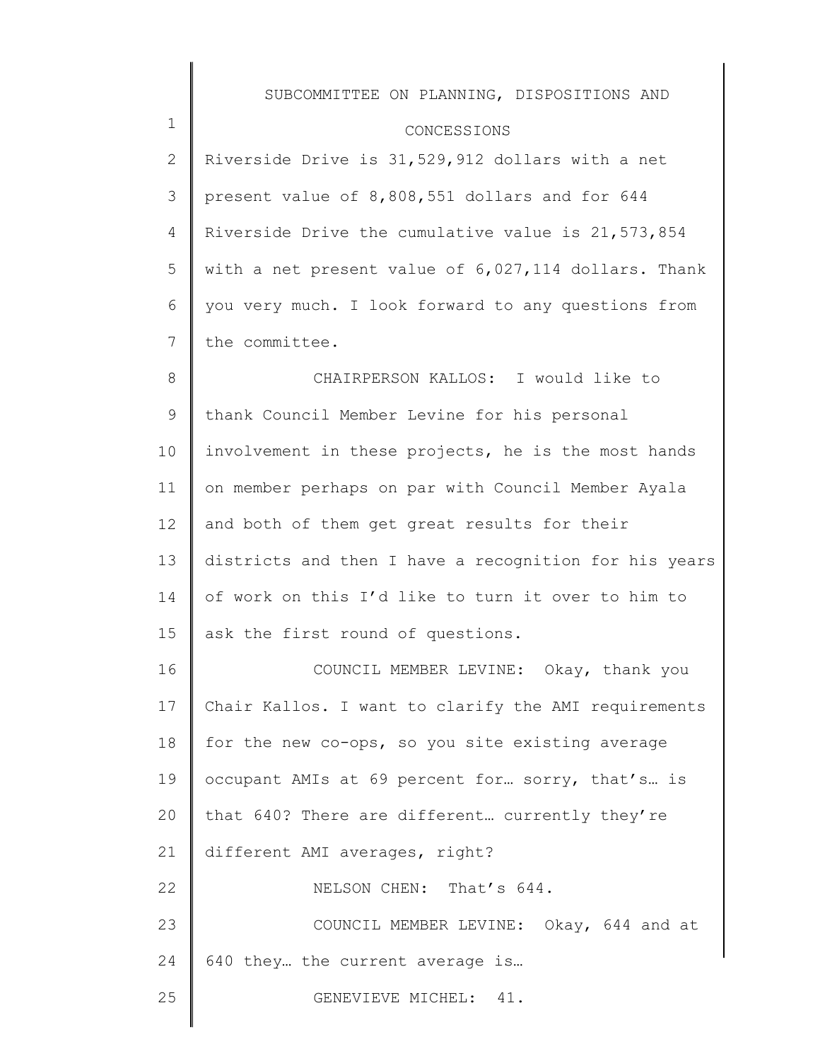Riverside Drive is 31,529,912 dollars with a net present value of 8,808,551 dollars and for 644 Riverside Drive the cumulative value is 21,573,854 with a net present value of 6,027,114 dollars. Thank you very much. I look forward to any questions from the committee.

CHAIRPERSON KALLOS: I would like to thank Council Member Levine for his personal involvement in these projects, he is the most hands on member perhaps on par with Council Member Ayala and both of them get great results for their districts and then I have a recognition for his years of work on this I'd like to turn it over to him to ask the first round of questions.

COUNCIL MEMBER LEVINE: Okay, thank you Chair Kallos. I want to clarify the AMI requirements for the new co-ops, so you site existing average occupant AMIs at 69 percent for… sorry, that's… is that 640? There are different… currently they're different AMI averages, right?

NELSON CHEN: That's 644.

COUNCIL MEMBER LEVINE: Okay, 644 and at 640 they… the current average is…

GENEVIEVE MICHEL: 41.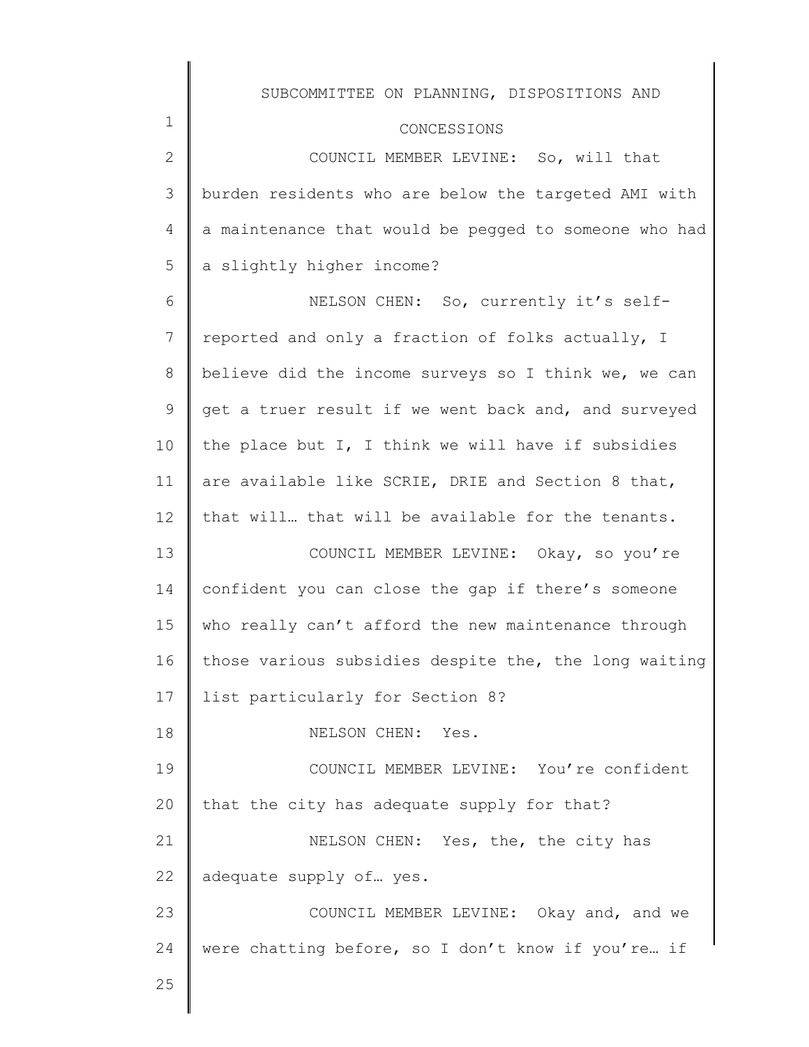COUNCIL MEMBER LEVINE: So, will that burden residents who are below the targeted AMI with a maintenance that would be pegged to someone who had a slightly higher income?

NELSON CHEN: So, currently it's self-reported and only a fraction of folks actually, I believe did the income surveys so I think we, we can get a truer result if we went back and, and surveyed the place but I, I think we will have if subsidies are available like SCRIE, DRIE and Section 8 that, that will… that will be available for the tenants.

COUNCIL MEMBER LEVINE: Okay, so you're confident you can close the gap if there's someone who really can't afford the new maintenance through those various subsidies despite the, the long waiting list particularly for Section 8?

NELSON CHEN: Yes.

COUNCIL MEMBER LEVINE: You're confident that the city has adequate supply for that?

NELSON CHEN: Yes, the, the city has adequate supply of… yes.

COUNCIL MEMBER LEVINE: Okay and, and we were chatting before, so I don't know if you're… if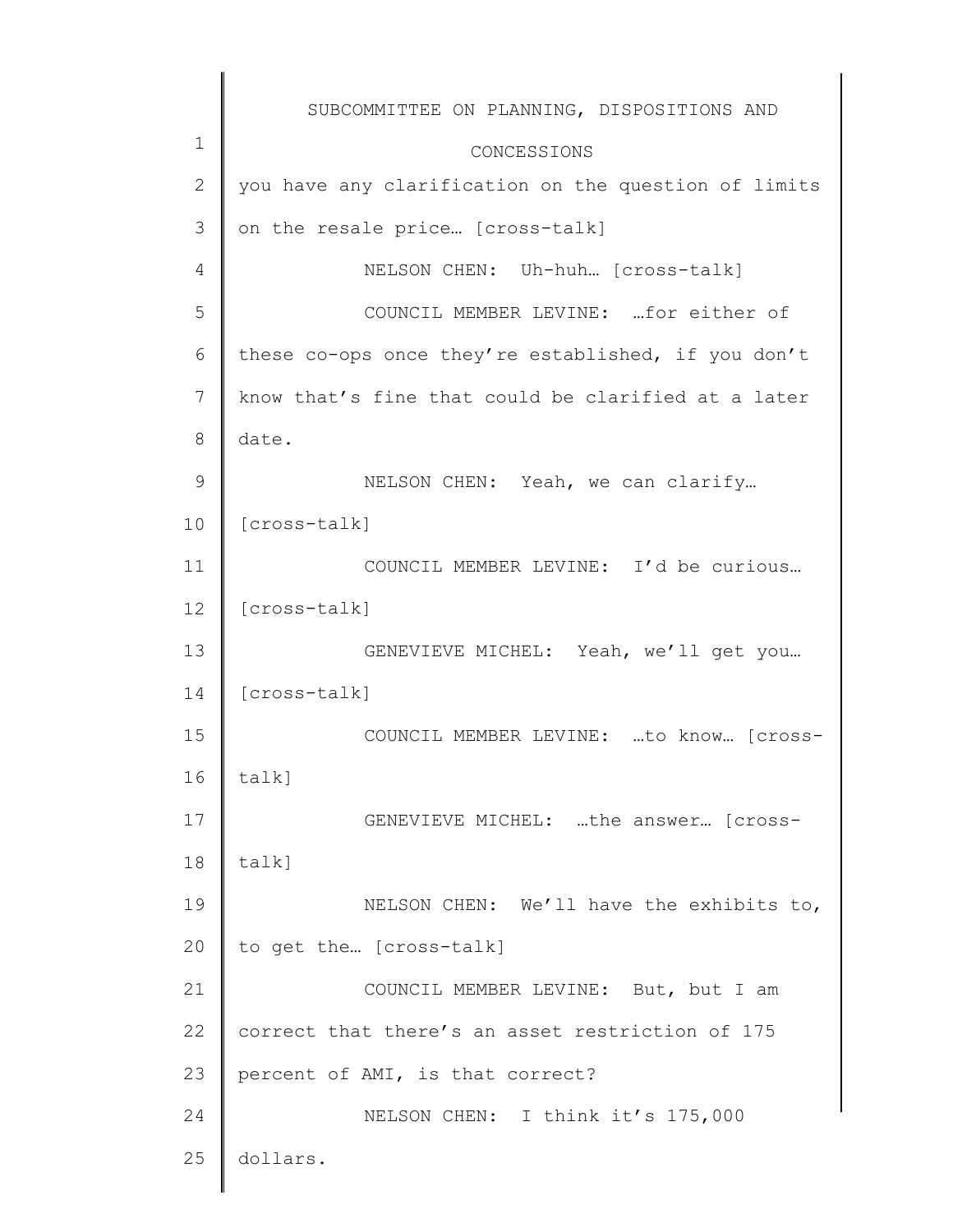you have any clarification on the question of limits on the resale price… [cross-talk]

NELSON CHEN: Uh-huh… [cross-talk]

COUNCIL MEMBER LEVINE: …for either of these co-ops once they're established, if you don't know that's fine that could be clarified at a later date.

NELSON CHEN: Yeah, we can clarify… [cross-talk]

COUNCIL MEMBER LEVINE: I'd be curious… [cross-talk]

GENEVIEVE MICHEL: Yeah, we'll get you… [cross-talk]

COUNCIL MEMBER LEVINE: …to know… [cross-talk]

GENEVIEVE MICHEL: …the answer… [cross-talk]

NELSON CHEN: We'll have the exhibits to, to get the… [cross-talk]

COUNCIL MEMBER LEVINE: But, but I am correct that there's an asset restriction of 175 percent of AMI, is that correct?

NELSON CHEN: I think it's 175,000 dollars.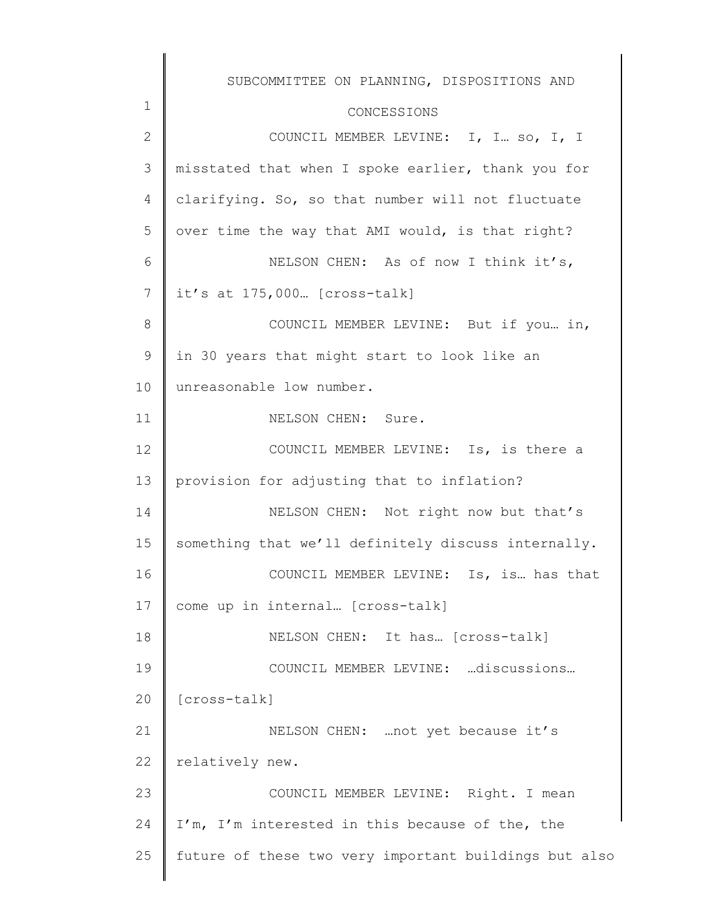COUNCIL MEMBER LEVINE: I, I… so, I, I misstated that when I spoke earlier, thank you for clarifying. So, so that number will not fluctuate over time the way that AMI would, is that right?

NELSON CHEN: As of now I think it's, it's at 175,000… [cross-talk]

COUNCIL MEMBER LEVINE: But if you… in, in 30 years that might start to look like an unreasonable low number.

NELSON CHEN: Sure.

COUNCIL MEMBER LEVINE: Is, is there a provision for adjusting that to inflation?

NELSON CHEN: Not right now but that's something that we'll definitely discuss internally.

COUNCIL MEMBER LEVINE: Is, is… has that come up in internal… [cross-talk]

NELSON CHEN: It has… [cross-talk]

COUNCIL MEMBER LEVINE: …discussions… [cross-talk]

NELSON CHEN: …not yet because it's relatively new.

COUNCIL MEMBER LEVINE: Right. I mean I'm, I'm interested in this because of the, the future of these two very important buildings but also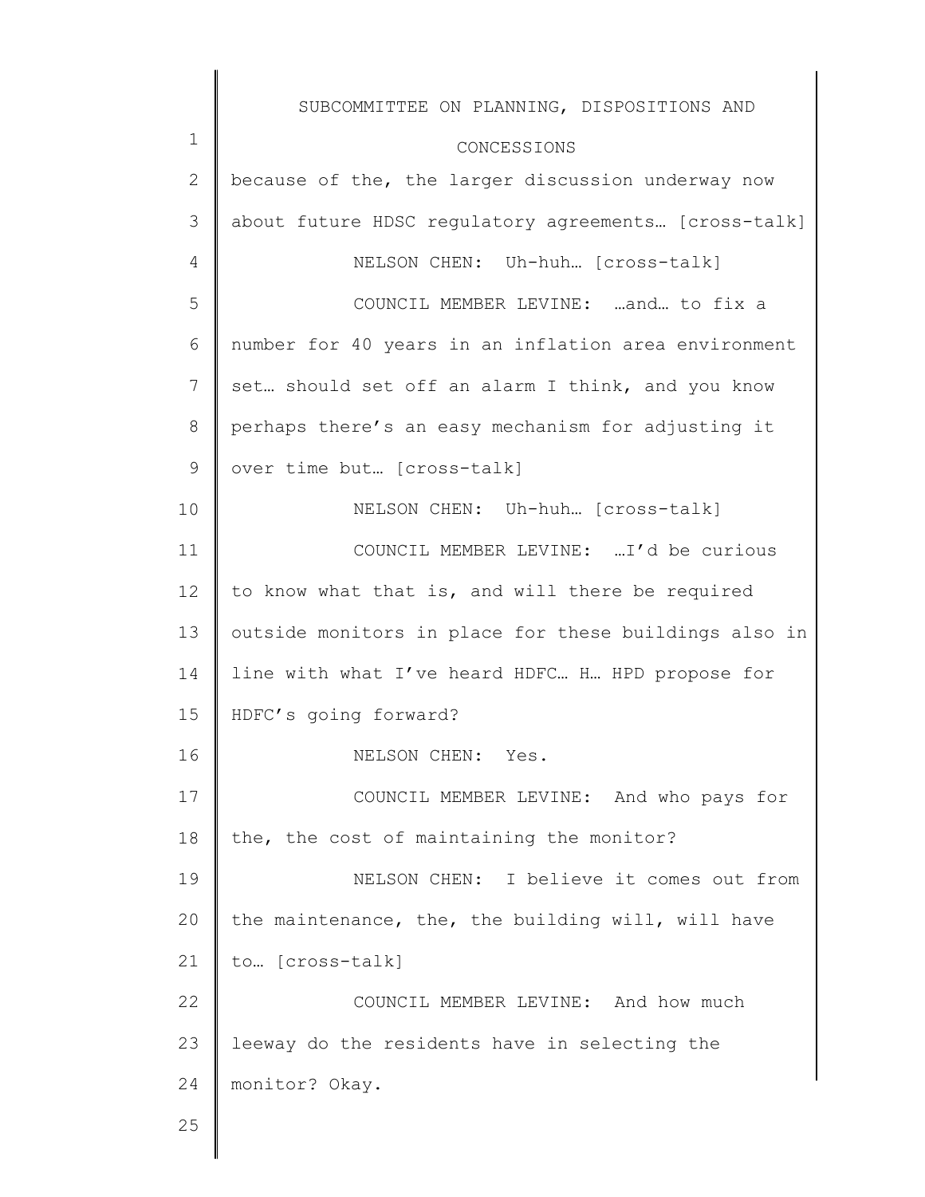because of the, the larger discussion underway now about future HDSC regulatory agreements… [cross-talk]

NELSON CHEN: Uh-huh… [cross-talk]

COUNCIL MEMBER LEVINE: …and… to fix a number for 40 years in an inflation area environment set… should set off an alarm I think, and you know perhaps there's an easy mechanism for adjusting it over time but… [cross-talk]

NELSON CHEN: Uh-huh… [cross-talk]

COUNCIL MEMBER LEVINE: …I'd be curious to know what that is, and will there be required outside monitors in place for these buildings also in line with what I've heard HDFC… H… HPD propose for HDFC's going forward?

NELSON CHEN: Yes.

COUNCIL MEMBER LEVINE: And who pays for the, the cost of maintaining the monitor?

NELSON CHEN: I believe it comes out from the maintenance, the, the building will, will have to… [cross-talk]

COUNCIL MEMBER LEVINE: And how much leeway do the residents have in selecting the monitor? Okay.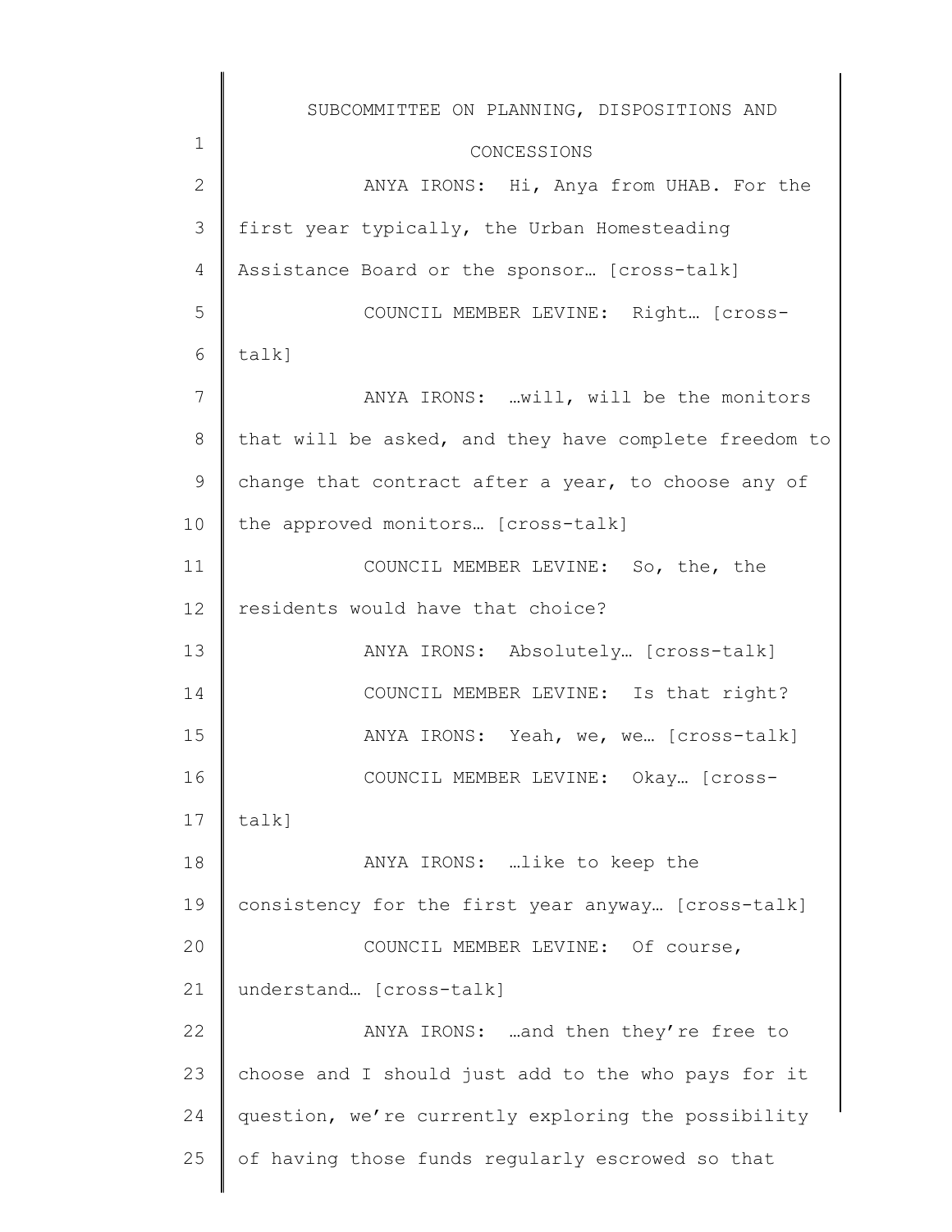ANYA IRONS: Hi, Anya from UHAB. For the first year typically, the Urban Homesteading Assistance Board or the sponsor… [cross-talk]

COUNCIL MEMBER LEVINE: Right… [cross-talk]

ANYA IRONS: …will, will be the monitors that will be asked, and they have complete freedom to change that contract after a year, to choose any of the approved monitors… [cross-talk]

COUNCIL MEMBER LEVINE: So, the, the residents would have that choice?

ANYA IRONS: Absolutely… [cross-talk]

COUNCIL MEMBER LEVINE: Is that right?

ANYA IRONS: Yeah, we, we… [cross-talk]

COUNCIL MEMBER LEVINE: Okay… [cross-talk]

ANYA IRONS: …like to keep the consistency for the first year anyway… [cross-talk]

COUNCIL MEMBER LEVINE: Of course, understand… [cross-talk]

ANYA IRONS: …and then they're free to choose and I should just add to the who pays for it question, we're currently exploring the possibility of having those funds regularly escrowed so that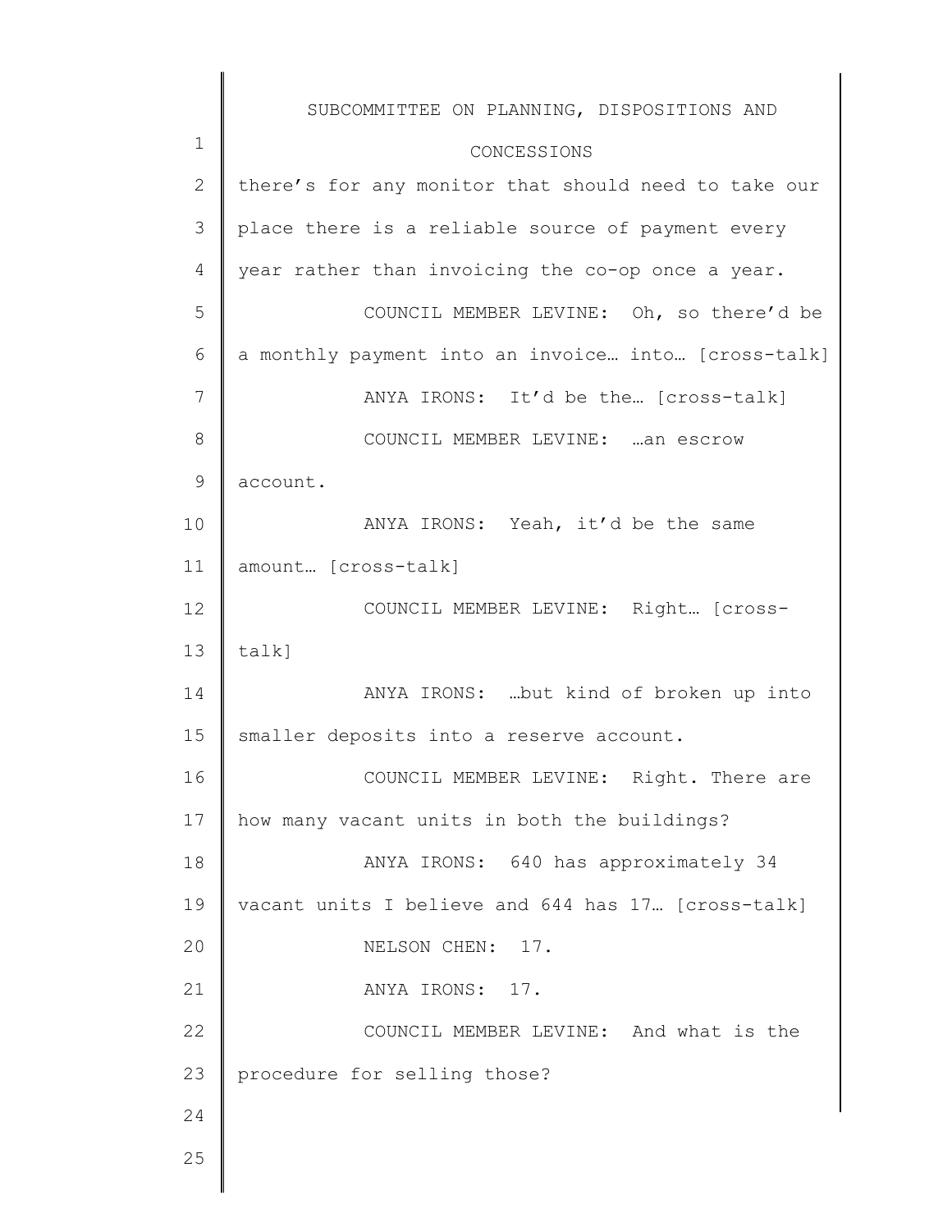there's for any monitor that should need to take our place there is a reliable source of payment every year rather than invoicing the co-op once a year.

COUNCIL MEMBER LEVINE: Oh, so there'd be a monthly payment into an invoice… into… [cross-talk]

ANYA IRONS: It'd be the… [cross-talk]

COUNCIL MEMBER LEVINE: …an escrow account.

ANYA IRONS: Yeah, it'd be the same amount… [cross-talk]

COUNCIL MEMBER LEVINE: Right… [cross-talk]

ANYA IRONS: …but kind of broken up into smaller deposits into a reserve account.

COUNCIL MEMBER LEVINE: Right. There are how many vacant units in both the buildings?

ANYA IRONS: 640 has approximately 34 vacant units I believe and 644 has 17… [cross-talk]

NELSON CHEN: 17.

ANYA IRONS: 17.

COUNCIL MEMBER LEVINE: And what is the procedure for selling those?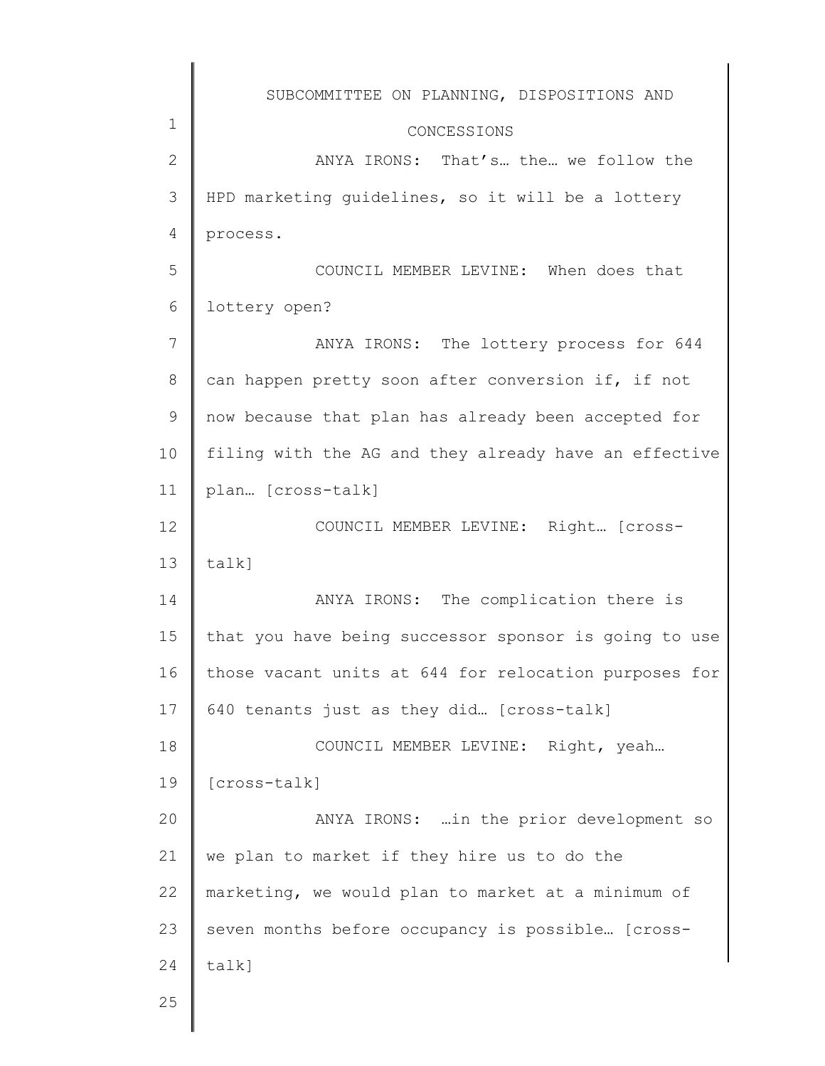ANYA IRONS: That's… the… we follow the HPD marketing guidelines, so it will be a lottery process.

COUNCIL MEMBER LEVINE: When does that lottery open?

ANYA IRONS: The lottery process for 644 can happen pretty soon after conversion if, if not now because that plan has already been accepted for filing with the AG and they already have an effective plan… [cross-talk]

COUNCIL MEMBER LEVINE: Right… [cross-talk]

ANYA IRONS: The complication there is that you have being successor sponsor is going to use those vacant units at 644 for relocation purposes for 640 tenants just as they did… [cross-talk]

COUNCIL MEMBER LEVINE: Right, yeah… [cross-talk]

ANYA IRONS: …in the prior development so we plan to market if they hire us to do the marketing, we would plan to market at a minimum of seven months before occupancy is possible… [cross-talk]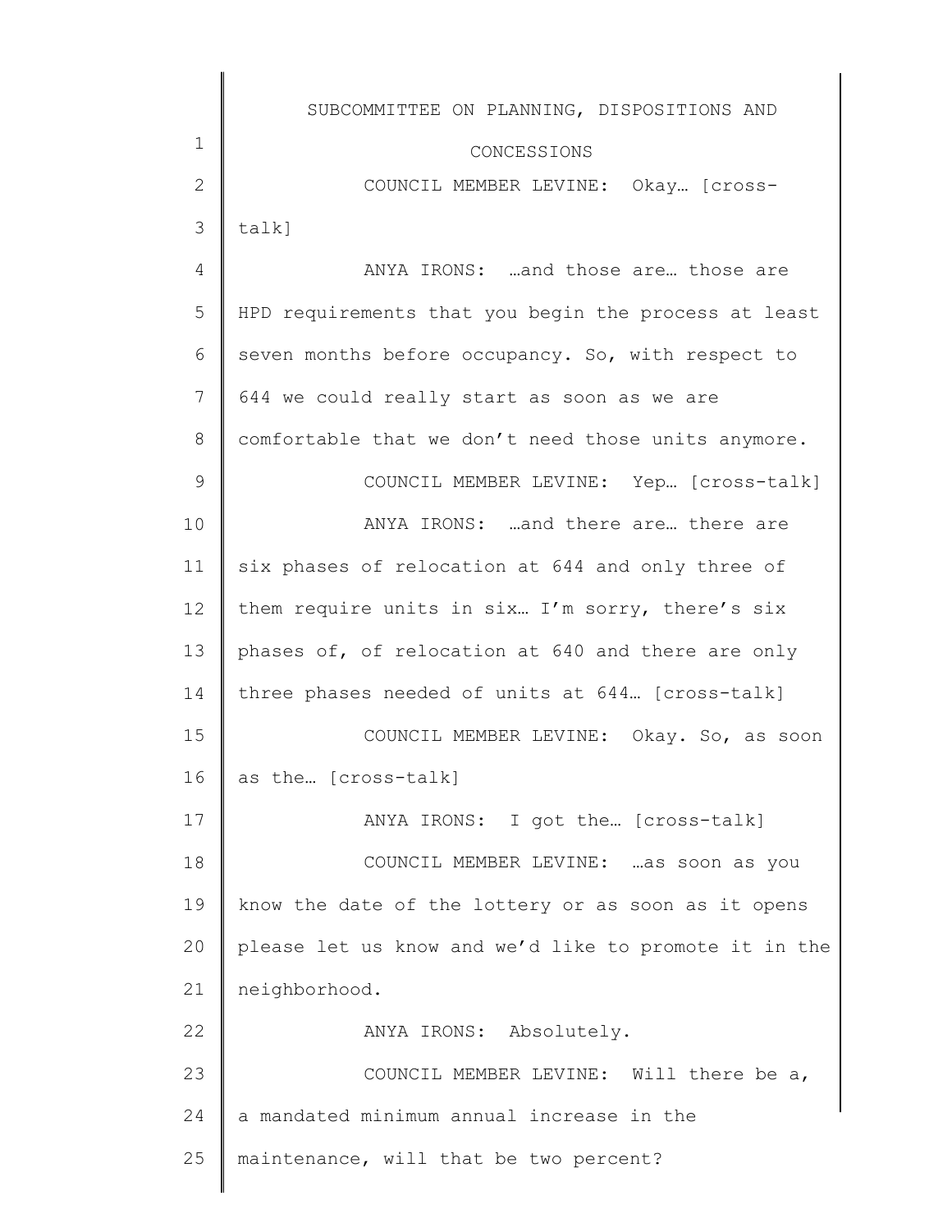COUNCIL MEMBER LEVINE: Okay… [cross-talk]

ANYA IRONS: …and those are… those are HPD requirements that you begin the process at least seven months before occupancy. So, with respect to 644 we could really start as soon as we are comfortable that we don't need those units anymore.

COUNCIL MEMBER LEVINE: Yep… [cross-talk]

ANYA IRONS: …and there are… there are six phases of relocation at 644 and only three of them require units in six… I'm sorry, there's six phases of, of relocation at 640 and there are only three phases needed of units at 644… [cross-talk]

COUNCIL MEMBER LEVINE: Okay. So, as soon as the… [cross-talk]

ANYA IRONS: I got the… [cross-talk]

COUNCIL MEMBER LEVINE: …as soon as you know the date of the lottery or as soon as it opens please let us know and we'd like to promote it in the neighborhood.

ANYA IRONS: Absolutely.

COUNCIL MEMBER LEVINE: Will there be a, a mandated minimum annual increase in the maintenance, will that be two percent?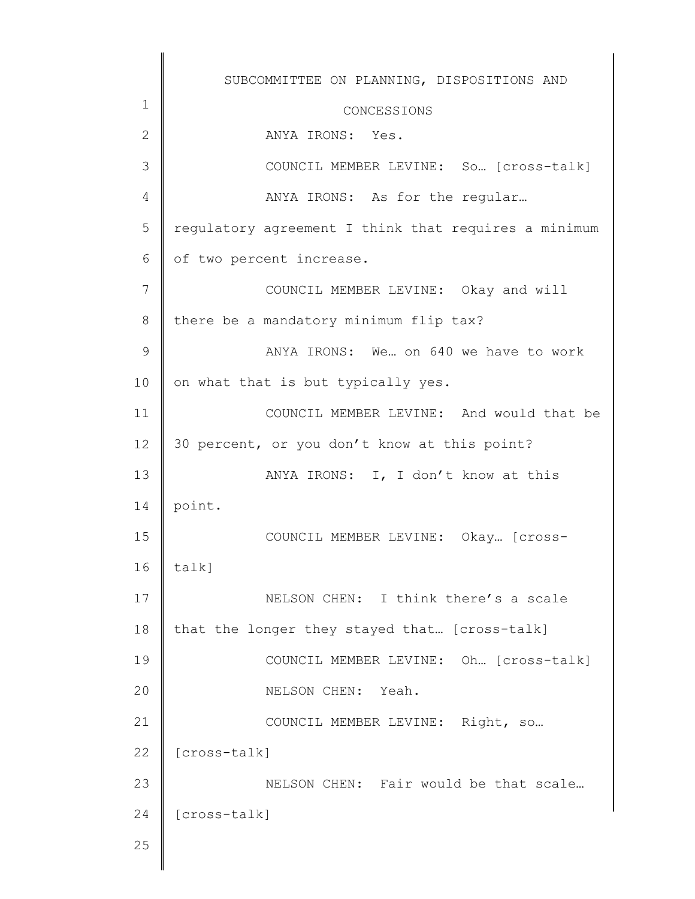ANYA IRONS: Yes.

COUNCIL MEMBER LEVINE: So… [cross-talk]

ANYA IRONS: As for the regular… regulatory agreement I think that requires a minimum of two percent increase.

COUNCIL MEMBER LEVINE: Okay and will there be a mandatory minimum flip tax?

ANYA IRONS: We… on 640 we have to work on what that is but typically yes.

COUNCIL MEMBER LEVINE: And would that be 30 percent, or you don't know at this point?

ANYA IRONS: I, I don't know at this point.

COUNCIL MEMBER LEVINE: Okay… [cross-talk]

NELSON CHEN: I think there's a scale that the longer they stayed that… [cross-talk]

COUNCIL MEMBER LEVINE: Oh… [cross-talk]

NELSON CHEN: Yeah.

COUNCIL MEMBER LEVINE: Right, so… [cross-talk]

NELSON CHEN: Fair would be that scale… [cross-talk]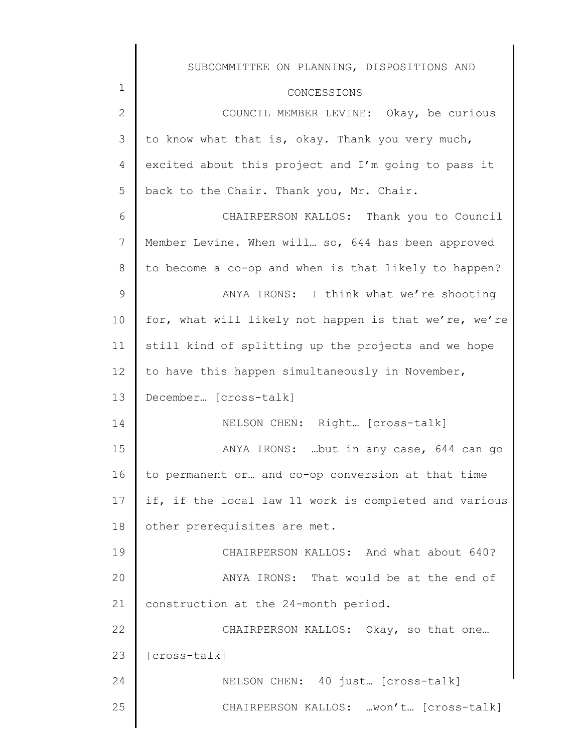COUNCIL MEMBER LEVINE: Okay, be curious to know what that is, okay. Thank you very much, excited about this project and I'm going to pass it back to the Chair. Thank you, Mr. Chair.

CHAIRPERSON KALLOS: Thank you to Council Member Levine. When will… so, 644 has been approved to become a co-op and when is that likely to happen?

ANYA IRONS: I think what we're shooting for, what will likely not happen is that we're, we're still kind of splitting up the projects and we hope to have this happen simultaneously in November, December… [cross-talk]

NELSON CHEN: Right… [cross-talk]

ANYA IRONS: …but in any case, 644 can go to permanent or… and co-op conversion at that time if, if the local law 11 work is completed and various other prerequisites are met.

CHAIRPERSON KALLOS: And what about 640?

ANYA IRONS: That would be at the end of construction at the 24-month period.

CHAIRPERSON KALLOS: Okay, so that one… [cross-talk]

NELSON CHEN: 40 just… [cross-talk]

CHAIRPERSON KALLOS: …won't… [cross-talk]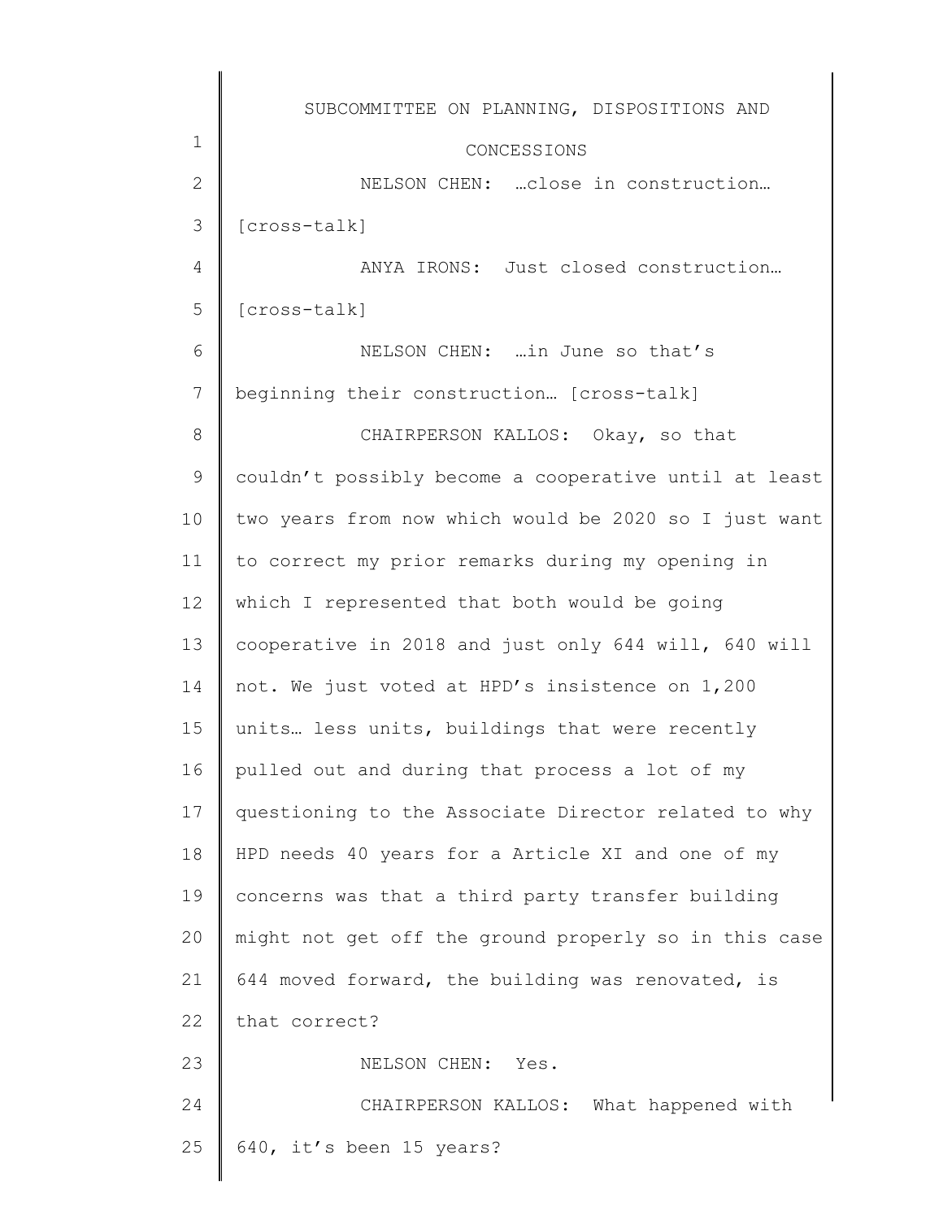NELSON CHEN: …close in construction… [cross-talk]

ANYA IRONS: Just closed construction… [cross-talk]

NELSON CHEN: …in June so that's beginning their construction… [cross-talk]

CHAIRPERSON KALLOS: Okay, so that couldn't possibly become a cooperative until at least two years from now which would be 2020 so I just want to correct my prior remarks during my opening in which I represented that both would be going cooperative in 2018 and just only 644 will, 640 will not. We just voted at HPD's insistence on 1,200 units… less units, buildings that were recently pulled out and during that process a lot of my questioning to the Associate Director related to why HPD needs 40 years for a Article XI and one of my concerns was that a third party transfer building might not get off the ground properly so in this case 644 moved forward, the building was renovated, is that correct?

NELSON CHEN: Yes.

CHAIRPERSON KALLOS: What happened with 640, it's been 15 years?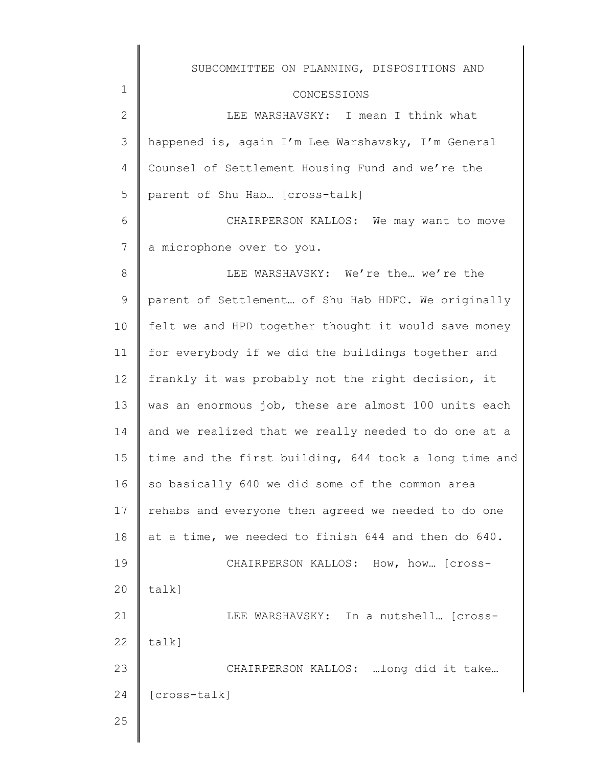LEE WARSHAVSKY: I mean I think what happened is, again I'm Lee Warshavsky, I'm General Counsel of Settlement Housing Fund and we're the parent of Shu Hab… [cross-talk]

CHAIRPERSON KALLOS: We may want to move a microphone over to you.

LEE WARSHAVSKY: We're the… we're the parent of Settlement… of Shu Hab HDFC. We originally felt we and HPD together thought it would save money for everybody if we did the buildings together and frankly it was probably not the right decision, it was an enormous job, these are almost 100 units each and we realized that we really needed to do one at a time and the first building, 644 took a long time and so basically 640 we did some of the common area rehabs and everyone then agreed we needed to do one at a time, we needed to finish 644 and then do 640.

CHAIRPERSON KALLOS: How, how… [cross-talk]

LEE WARSHAVSKY: In a nutshell… [cross-talk]

CHAIRPERSON KALLOS: …long did it take… [cross-talk]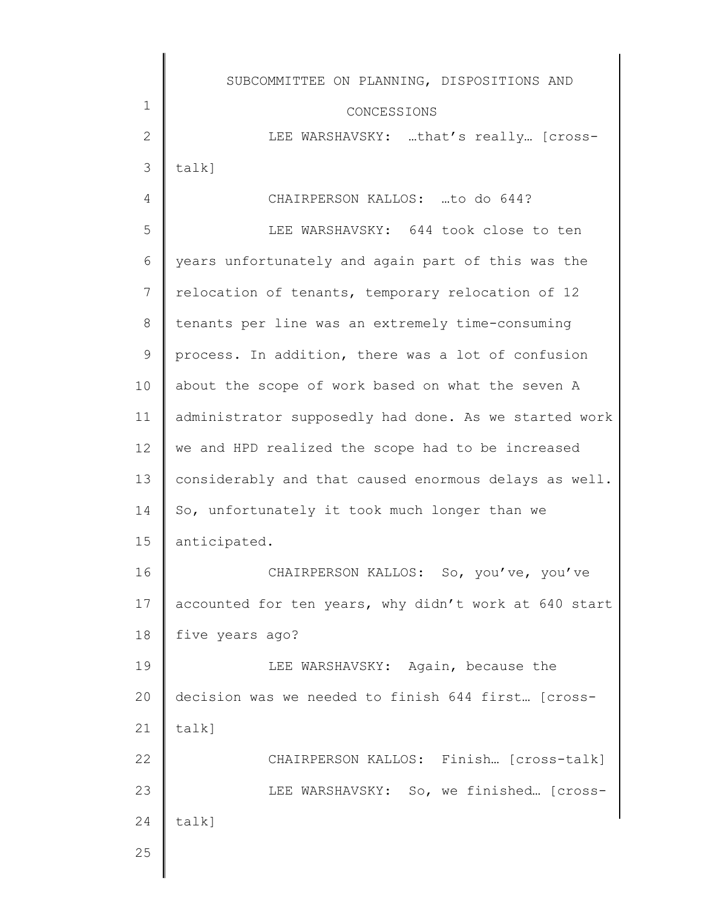LEE WARSHAVSKY: …that's really… [cross-talk]

CHAIRPERSON KALLOS: …to do 644?

LEE WARSHAVSKY: 644 took close to ten years unfortunately and again part of this was the relocation of tenants, temporary relocation of 12 tenants per line was an extremely time-consuming process. In addition, there was a lot of confusion about the scope of work based on what the seven A administrator supposedly had done. As we started work we and HPD realized the scope had to be increased considerably and that caused enormous delays as well. So, unfortunately it took much longer than we anticipated.

CHAIRPERSON KALLOS: So, you've, you've accounted for ten years, why didn't work at 640 start five years ago?

LEE WARSHAVSKY: Again, because the decision was we needed to finish 644 first… [cross-talk]

CHAIRPERSON KALLOS: Finish… [cross-talk]

LEE WARSHAVSKY: So, we finished… [cross-talk]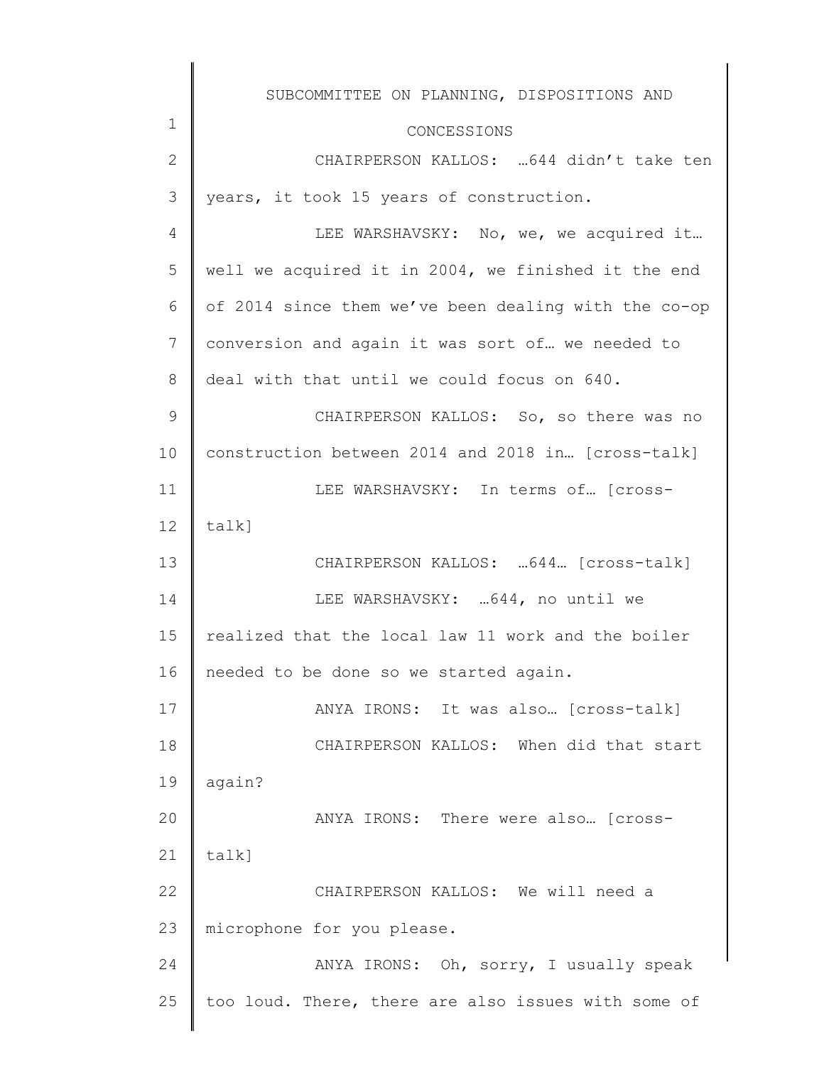CHAIRPERSON KALLOS: …644 didn't take ten years, it took 15 years of construction.

LEE WARSHAVSKY: No, we, we acquired it… well we acquired it in 2004, we finished it the end of 2014 since them we've been dealing with the co-op conversion and again it was sort of… we needed to deal with that until we could focus on 640.

CHAIRPERSON KALLOS: So, so there was no construction between 2014 and 2018 in… [cross-talk]

LEE WARSHAVSKY: In terms of… [cross-talk]

CHAIRPERSON KALLOS: …644… [cross-talk]

LEE WARSHAVSKY: …644, no until we realized that the local law 11 work and the boiler needed to be done so we started again.

ANYA IRONS: It was also… [cross-talk]

CHAIRPERSON KALLOS: When did that start again?

ANYA IRONS: There were also… [cross-talk]

CHAIRPERSON KALLOS: We will need a microphone for you please.

ANYA IRONS: Oh, sorry, I usually speak too loud. There, there are also issues with some of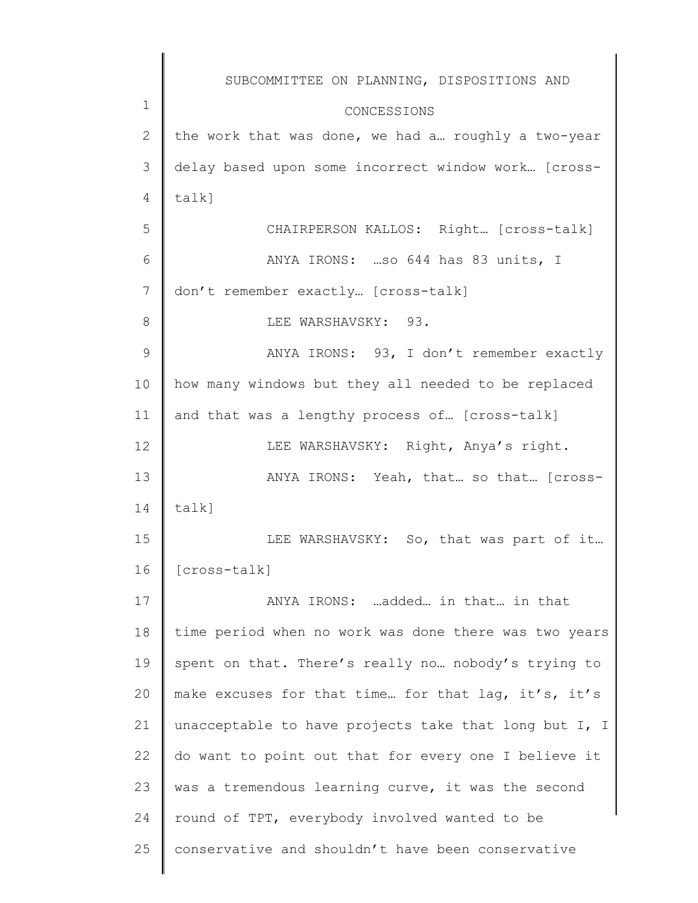the work that was done, we had a… roughly a two-year delay based upon some incorrect window work… [cross-talk]

CHAIRPERSON KALLOS: Right… [cross-talk]

ANYA IRONS: …so 644 has 83 units, I don't remember exactly… [cross-talk]

LEE WARSHAVSKY: 93.

ANYA IRONS: 93, I don't remember exactly how many windows but they all needed to be replaced and that was a lengthy process of… [cross-talk]

LEE WARSHAVSKY: Right, Anya's right.

ANYA IRONS: Yeah, that… so that… [cross-talk]

LEE WARSHAVSKY: So, that was part of it… [cross-talk]

ANYA IRONS: …added… in that… in that time period when no work was done there was two years spent on that. There's really no… nobody's trying to make excuses for that time… for that lag, it's, it's unacceptable to have projects take that long but I, I do want to point out that for every one I believe it was a tremendous learning curve, it was the second round of TPT, everybody involved wanted to be conservative and shouldn't have been conservative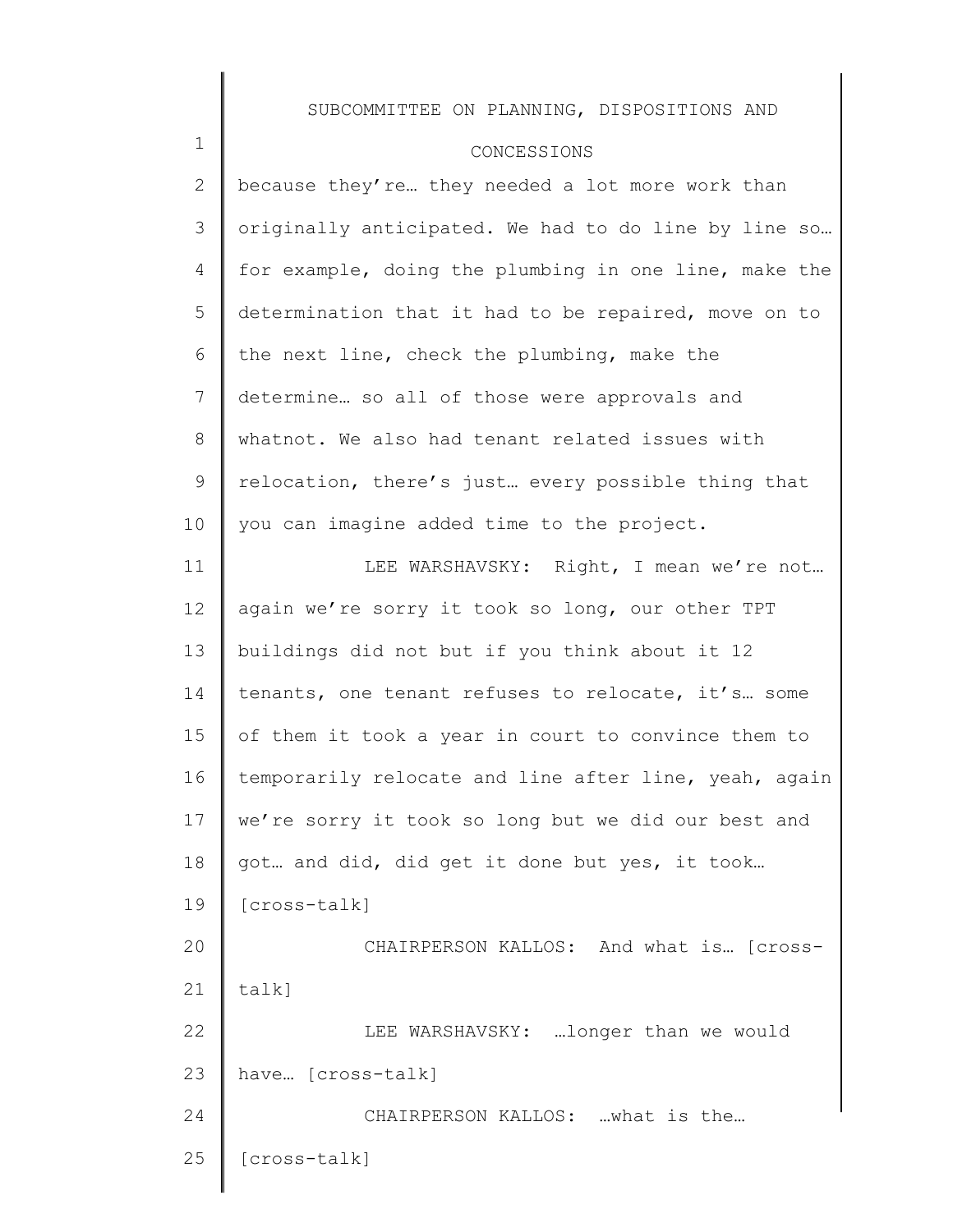because they're… they needed a lot more work than originally anticipated. We had to do line by line so… for example, doing the plumbing in one line, make the determination that it had to be repaired, move on to the next line, check the plumbing, make the determine… so all of those were approvals and whatnot. We also had tenant related issues with relocation, there's just… every possible thing that you can imagine added time to the project.

LEE WARSHAVSKY: Right, I mean we're not… again we're sorry it took so long, our other TPT buildings did not but if you think about it 12 tenants, one tenant refuses to relocate, it's… some of them it took a year in court to convince them to temporarily relocate and line after line, yeah, again we're sorry it took so long but we did our best and got… and did, did get it done but yes, it took… [cross-talk]

CHAIRPERSON KALLOS: And what is… [cross-talk]

LEE WARSHAVSKY: …longer than we would have… [cross-talk]

CHAIRPERSON KALLOS: …what is the… [cross-talk]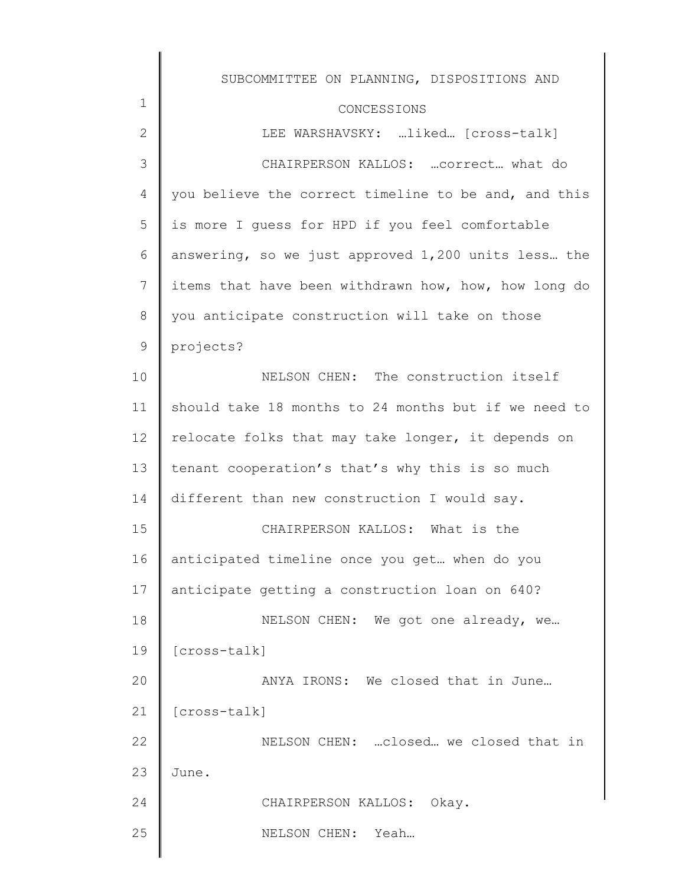LEE WARSHAVSKY: …liked… [cross-talk]

CHAIRPERSON KALLOS: …correct… what do you believe the correct timeline to be and, and this is more I guess for HPD if you feel comfortable answering, so we just approved 1,200 units less… the items that have been withdrawn how, how, how long do you anticipate construction will take on those projects?

NELSON CHEN: The construction itself should take 18 months to 24 months but if we need to relocate folks that may take longer, it depends on tenant cooperation's that's why this is so much different than new construction I would say.

CHAIRPERSON KALLOS: What is the anticipated timeline once you get… when do you anticipate getting a construction loan on 640?

NELSON CHEN: We got one already, we… [cross-talk]

ANYA IRONS: We closed that in June… [cross-talk]

NELSON CHEN: …closed… we closed that in June.

CHAIRPERSON KALLOS: Okay.

NELSON CHEN: Yeah…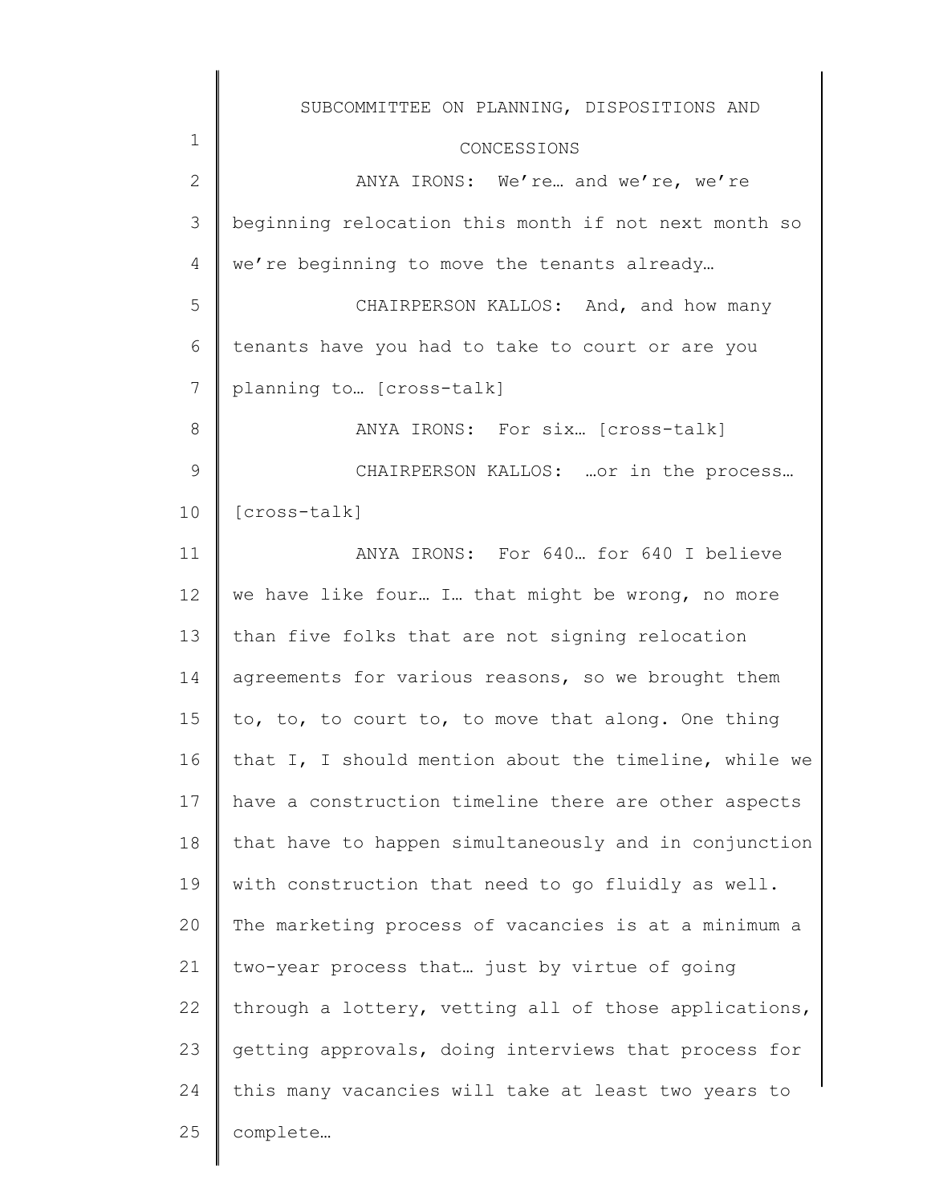ANYA IRONS: We're… and we're, we're beginning relocation this month if not next month so we're beginning to move the tenants already…

CHAIRPERSON KALLOS: And, and how many tenants have you had to take to court or are you planning to… [cross-talk]

ANYA IRONS: For six… [cross-talk]

CHAIRPERSON KALLOS: …or in the process… [cross-talk]

ANYA IRONS: For 640… for 640 I believe we have like four… I… that might be wrong, no more than five folks that are not signing relocation agreements for various reasons, so we brought them to, to, to court to, to move that along. One thing that I, I should mention about the timeline, while we have a construction timeline there are other aspects that have to happen simultaneously and in conjunction with construction that need to go fluidly as well. The marketing process of vacancies is at a minimum a two-year process that… just by virtue of going through a lottery, vetting all of those applications, getting approvals, doing interviews that process for this many vacancies will take at least two years to complete…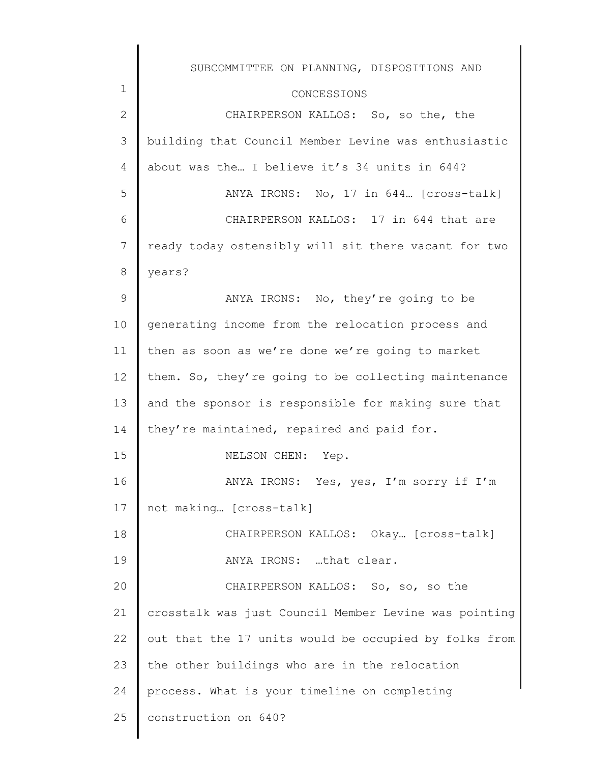CHAIRPERSON KALLOS: So, so the, the building that Council Member Levine was enthusiastic about was the… I believe it's 34 units in 644?

ANYA IRONS: No, 17 in 644… [cross-talk]

CHAIRPERSON KALLOS: 17 in 644 that are ready today ostensibly will sit there vacant for two years?

ANYA IRONS: No, they're going to be generating income from the relocation process and then as soon as we're done we're going to market them. So, they're going to be collecting maintenance and the sponsor is responsible for making sure that they're maintained, repaired and paid for.

NELSON CHEN: Yep.

ANYA IRONS: Yes, yes, I'm sorry if I'm not making… [cross-talk]

CHAIRPERSON KALLOS: Okay… [cross-talk]

ANYA IRONS: …that clear.

CHAIRPERSON KALLOS: So, so, so the crosstalk was just Council Member Levine was pointing out that the 17 units would be occupied by folks from the other buildings who are in the relocation process. What is your timeline on completing construction on 640?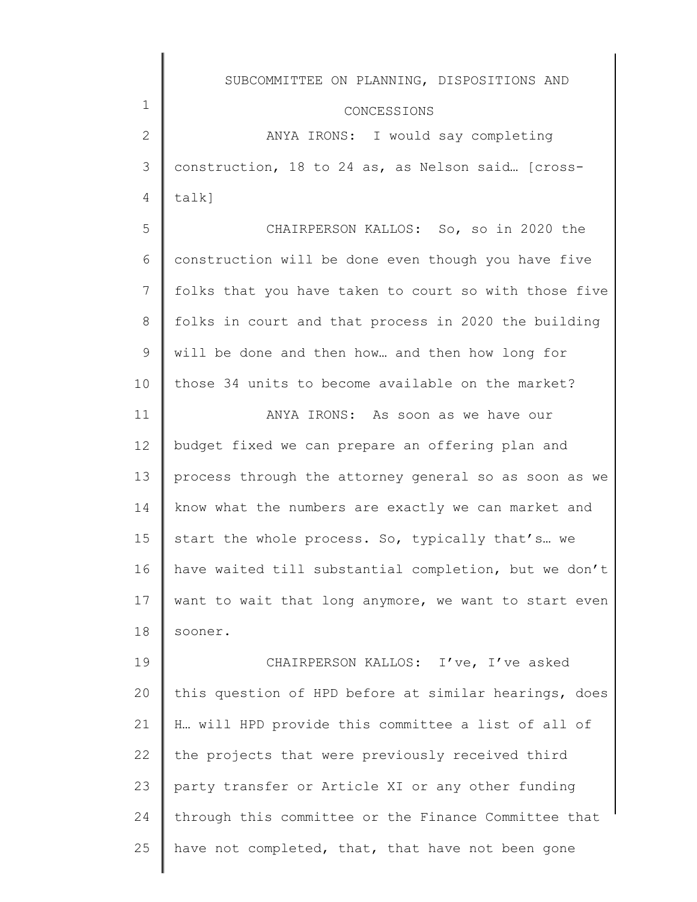ANYA IRONS: I would say completing construction, 18 to 24 as, as Nelson said… [cross-talk]

CHAIRPERSON KALLOS: So, so in 2020 the construction will be done even though you have five folks that you have taken to court so with those five folks in court and that process in 2020 the building will be done and then how… and then how long for those 34 units to become available on the market?

ANYA IRONS: As soon as we have our budget fixed we can prepare an offering plan and process through the attorney general so as soon as we know what the numbers are exactly we can market and start the whole process. So, typically that's… we have waited till substantial completion, but we don't want to wait that long anymore, we want to start even sooner.

CHAIRPERSON KALLOS: I've, I've asked this question of HPD before at similar hearings, does H… will HPD provide this committee a list of all of the projects that were previously received third party transfer or Article XI or any other funding through this committee or the Finance Committee that have not completed, that, that have not been gone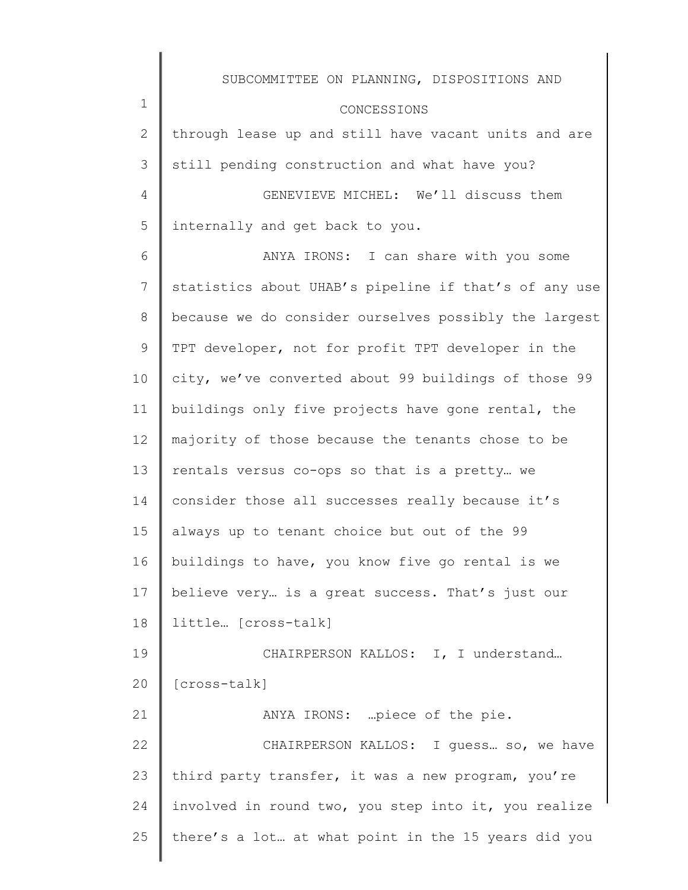through lease up and still have vacant units and are still pending construction and what have you?

GENEVIEVE MICHEL: We'll discuss them internally and get back to you.

ANYA IRONS: I can share with you some statistics about UHAB's pipeline if that's of any use because we do consider ourselves possibly the largest TPT developer, not for profit TPT developer in the city, we've converted about 99 buildings of those 99 buildings only five projects have gone rental, the majority of those because the tenants chose to be rentals versus co-ops so that is a pretty… we consider those all successes really because it's always up to tenant choice but out of the 99 buildings to have, you know five go rental is we believe very… is a great success. That's just our little… [cross-talk]

CHAIRPERSON KALLOS: I, I understand… [cross-talk]

ANYA IRONS: …piece of the pie.

CHAIRPERSON KALLOS: I guess… so, we have third party transfer, it was a new program, you're involved in round two, you step into it, you realize there's a lot… at what point in the 15 years did you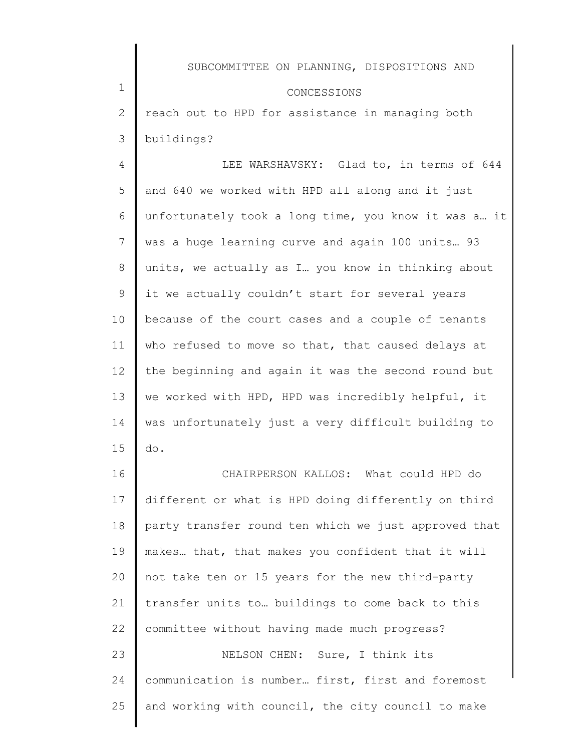reach out to HPD for assistance in managing both buildings?

LEE WARSHAVSKY: Glad to, in terms of 644 and 640 we worked with HPD all along and it just unfortunately took a long time, you know it was a… it was a huge learning curve and again 100 units… 93 units, we actually as I… you know in thinking about it we actually couldn't start for several years because of the court cases and a couple of tenants who refused to move so that, that caused delays at the beginning and again it was the second round but we worked with HPD, HPD was incredibly helpful, it was unfortunately just a very difficult building to do.

CHAIRPERSON KALLOS: What could HPD do different or what is HPD doing differently on third party transfer round ten which we just approved that makes… that, that makes you confident that it will not take ten or 15 years for the new third-party transfer units to… buildings to come back to this committee without having made much progress?

NELSON CHEN: Sure, I think its communication is number… first, first and foremost and working with council, the city council to make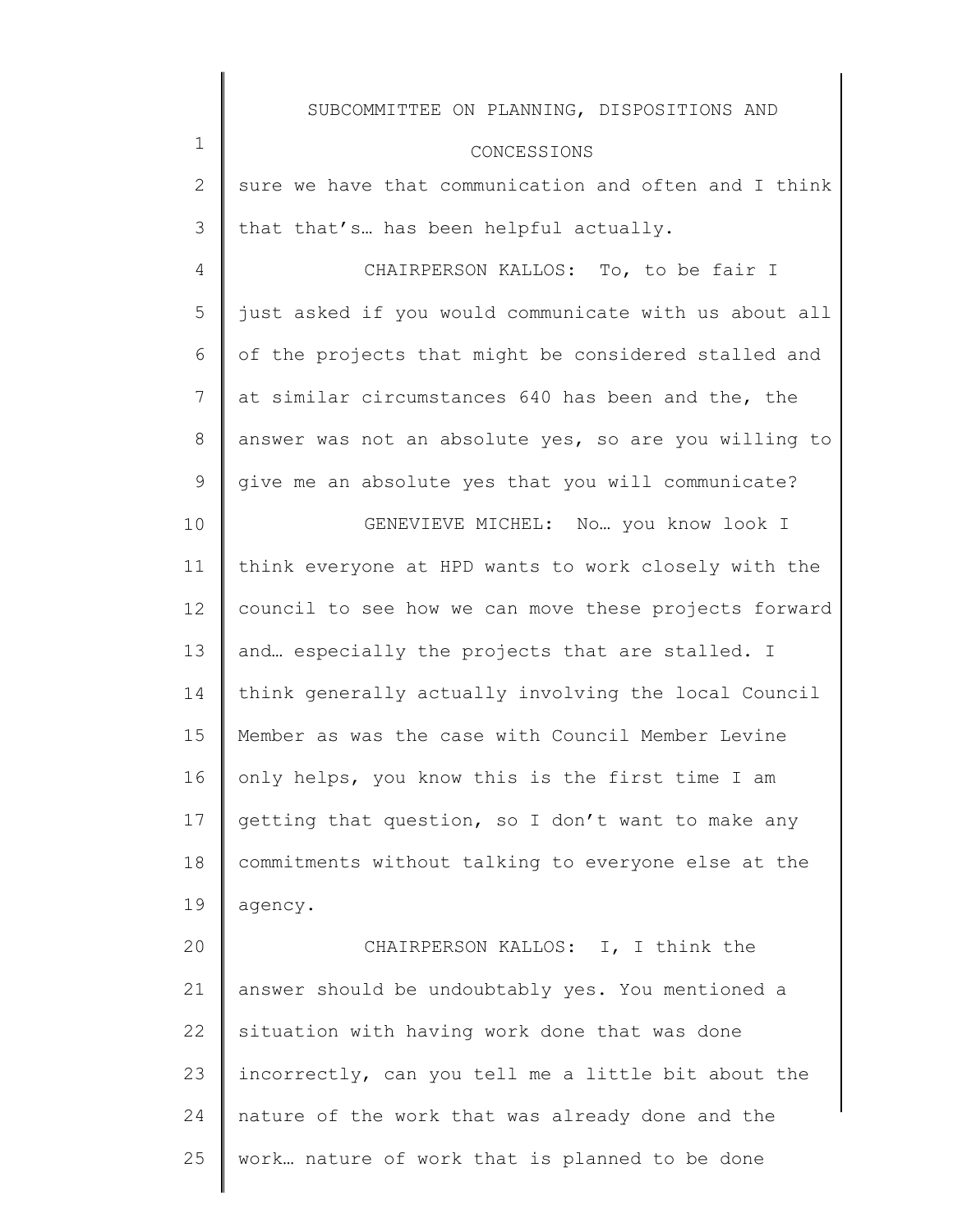sure we have that communication and often and I think that that's… has been helpful actually.

CHAIRPERSON KALLOS: To, to be fair I just asked if you would communicate with us about all of the projects that might be considered stalled and at similar circumstances 640 has been and the, the answer was not an absolute yes, so are you willing to give me an absolute yes that you will communicate?

GENEVIEVE MICHEL: No… you know look I think everyone at HPD wants to work closely with the council to see how we can move these projects forward and… especially the projects that are stalled. I think generally actually involving the local Council Member as was the case with Council Member Levine only helps, you know this is the first time I am getting that question, so I don't want to make any commitments without talking to everyone else at the agency.

CHAIRPERSON KALLOS: I, I think the answer should be undoubtably yes. You mentioned a situation with having work done that was done incorrectly, can you tell me a little bit about the nature of the work that was already done and the work… nature of work that is planned to be done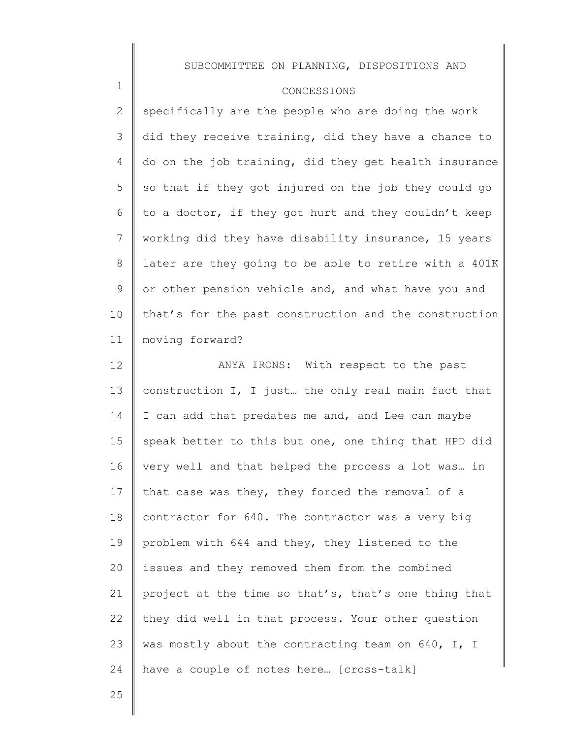specifically are the people who are doing the work did they receive training, did they have a chance to do on the job training, did they get health insurance so that if they got injured on the job they could go to a doctor, if they got hurt and they couldn't keep working did they have disability insurance, 15 years later are they going to be able to retire with a 401K or other pension vehicle and, and what have you and that's for the past construction and the construction moving forward?

ANYA IRONS: With respect to the past construction I, I just… the only real main fact that I can add that predates me and, and Lee can maybe speak better to this but one, one thing that HPD did very well and that helped the process a lot was… in that case was they, they forced the removal of a contractor for 640. The contractor was a very big problem with 644 and they, they listened to the issues and they removed them from the combined project at the time so that's, that's one thing that they did well in that process. Your other question was mostly about the contracting team on 640, I, I have a couple of notes here… [cross-talk]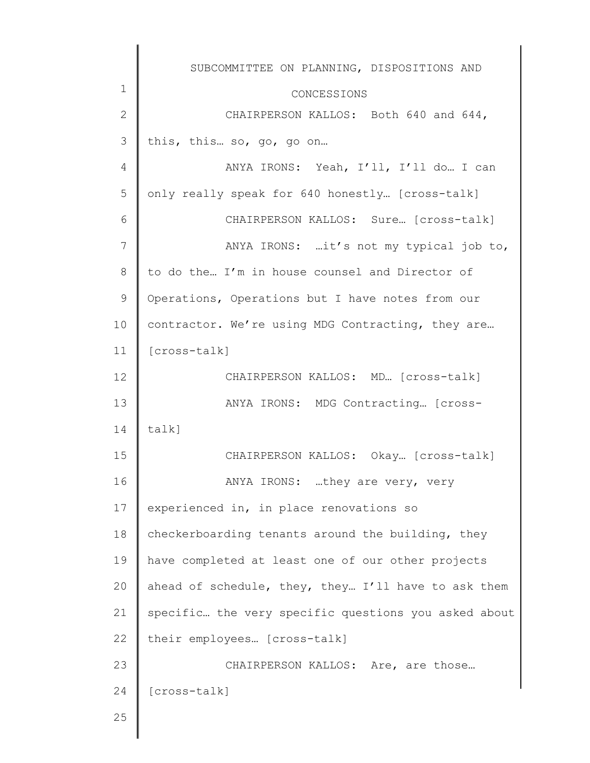CHAIRPERSON KALLOS: Both 640 and 644, this, this… so, go, go on…

ANYA IRONS: Yeah, I'll, I'll do… I can only really speak for 640 honestly… [cross-talk]

CHAIRPERSON KALLOS: Sure… [cross-talk]

ANYA IRONS: …it's not my typical job to, to do the… I'm in house counsel and Director of Operations, Operations but I have notes from our contractor. We're using MDG Contracting, they are… [cross-talk]

CHAIRPERSON KALLOS: MD… [cross-talk]

ANYA IRONS: MDG Contracting… [cross-talk]

CHAIRPERSON KALLOS: Okay… [cross-talk]

ANYA IRONS: …they are very, very experienced in, in place renovations so checkerboarding tenants around the building, they have completed at least one of our other projects ahead of schedule, they, they… I'll have to ask them specific… the very specific questions you asked about their employees… [cross-talk]

CHAIRPERSON KALLOS: Are, are those… [cross-talk]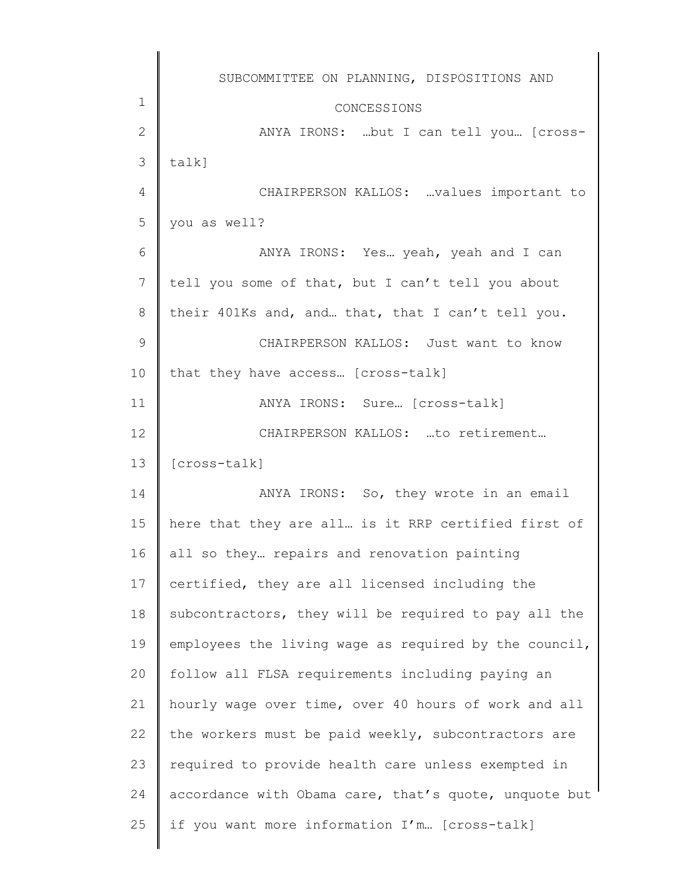ANYA IRONS: …but I can tell you… [cross-talk]

CHAIRPERSON KALLOS: …values important to you as well?

ANYA IRONS: Yes… yeah, yeah and I can tell you some of that, but I can't tell you about their 401Ks and, and… that, that I can't tell you.

CHAIRPERSON KALLOS: Just want to know that they have access… [cross-talk]

ANYA IRONS: Sure… [cross-talk]

CHAIRPERSON KALLOS: …to retirement… [cross-talk]

ANYA IRONS: So, they wrote in an email here that they are all… is it RRP certified first of all so they… repairs and renovation painting certified, they are all licensed including the subcontractors, they will be required to pay all the employees the living wage as required by the council, follow all FLSA requirements including paying an hourly wage over time, over 40 hours of work and all the workers must be paid weekly, subcontractors are required to provide health care unless exempted in accordance with Obama care, that's quote, unquote but if you want more information I'm… [cross-talk]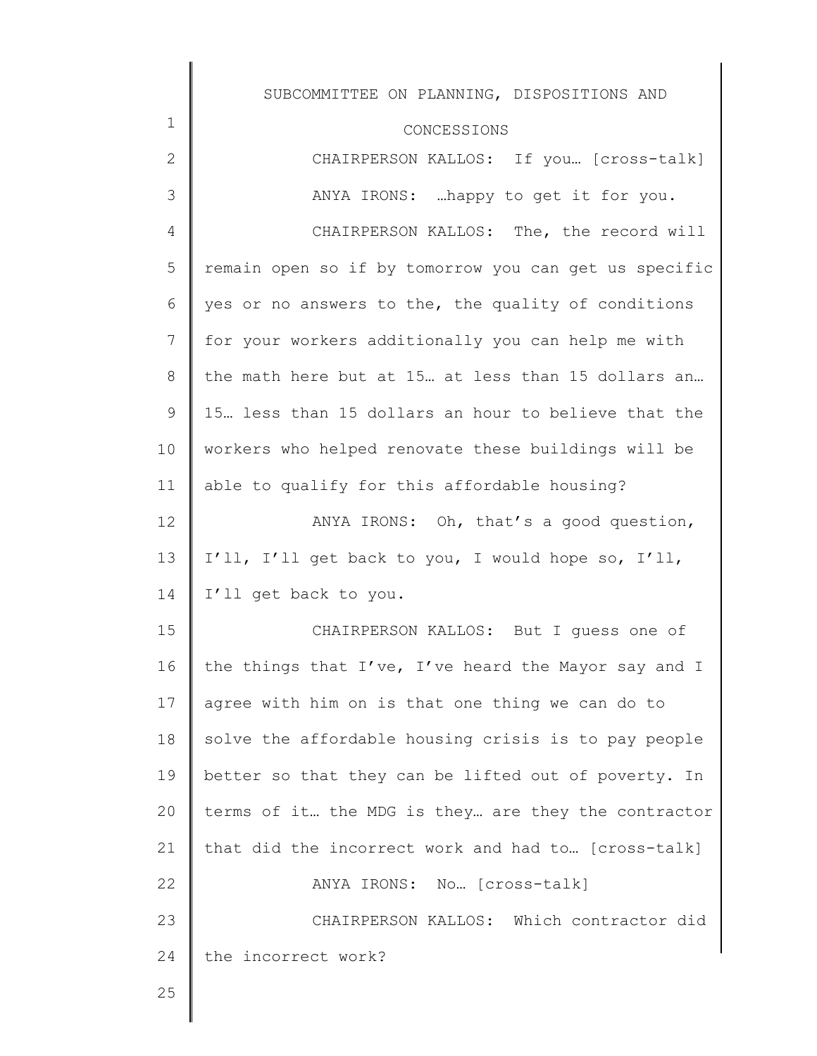CHAIRPERSON KALLOS: If you… [cross-talk]

ANYA IRONS: …happy to get it for you.

CHAIRPERSON KALLOS: The, the record will remain open so if by tomorrow you can get us specific yes or no answers to the, the quality of conditions for your workers additionally you can help me with the math here but at 15… at less than 15 dollars an… 15… less than 15 dollars an hour to believe that the workers who helped renovate these buildings will be able to qualify for this affordable housing?

ANYA IRONS: Oh, that's a good question, I'll, I'll get back to you, I would hope so, I'll, I'll get back to you.

CHAIRPERSON KALLOS: But I guess one of the things that I've, I've heard the Mayor say and I agree with him on is that one thing we can do to solve the affordable housing crisis is to pay people better so that they can be lifted out of poverty. In terms of it… the MDG is they… are they the contractor that did the incorrect work and had to… [cross-talk]

ANYA IRONS: No… [cross-talk]

CHAIRPERSON KALLOS: Which contractor did the incorrect work?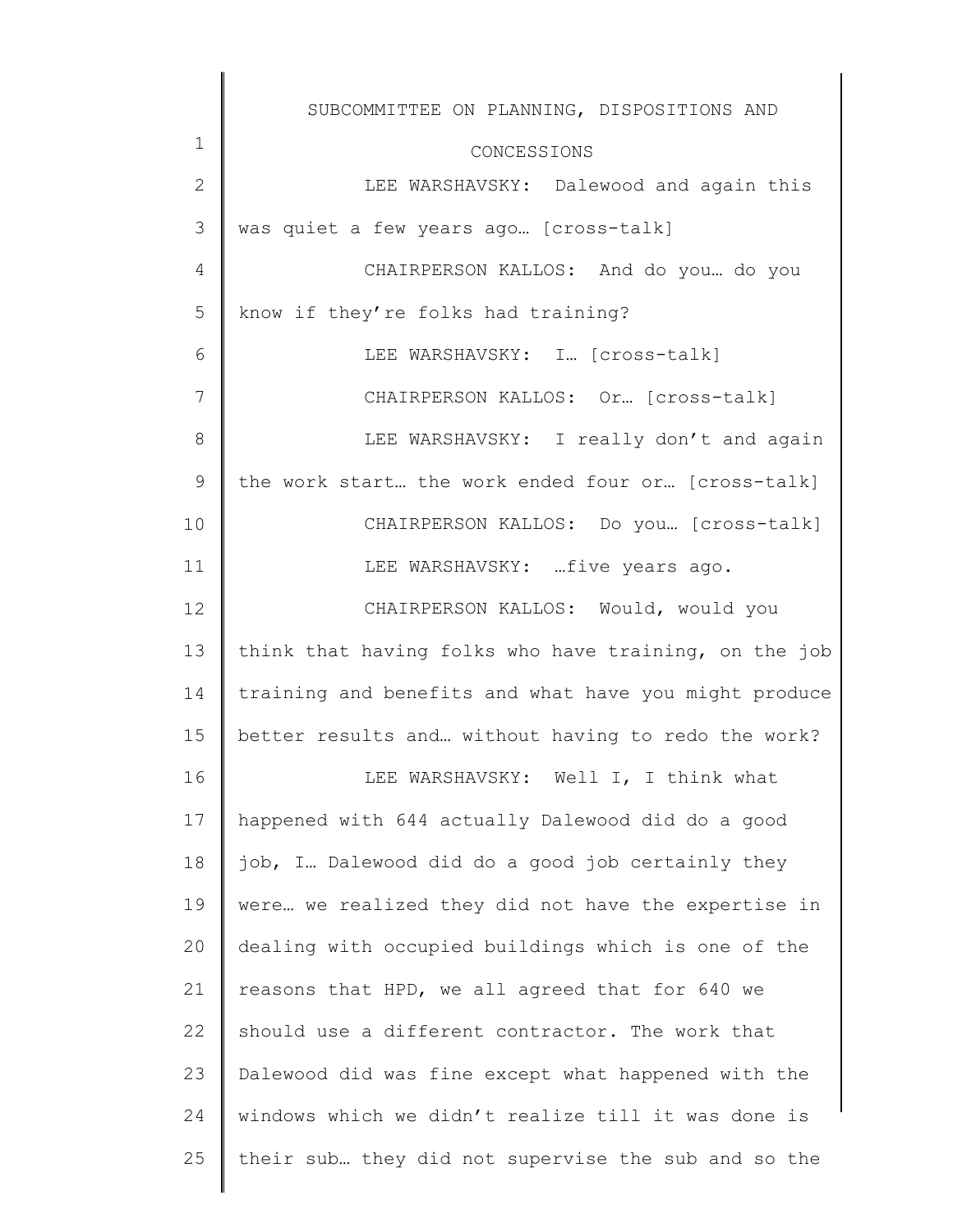LEE WARSHAVSKY: Dalewood and again this was quiet a few years ago… [cross-talk]

CHAIRPERSON KALLOS: And do you… do you know if they're folks had training?

LEE WARSHAVSKY: I… [cross-talk]

CHAIRPERSON KALLOS: Or… [cross-talk]

LEE WARSHAVSKY: I really don't and again the work start… the work ended four or… [cross-talk]

CHAIRPERSON KALLOS: Do you… [cross-talk]

LEE WARSHAVSKY: …five years ago.

CHAIRPERSON KALLOS: Would, would you think that having folks who have training, on the job training and benefits and what have you might produce better results and… without having to redo the work?

LEE WARSHAVSKY: Well I, I think what happened with 644 actually Dalewood did do a good job, I… Dalewood did do a good job certainly they were… we realized they did not have the expertise in dealing with occupied buildings which is one of the reasons that HPD, we all agreed that for 640 we should use a different contractor. The work that Dalewood did was fine except what happened with the windows which we didn't realize till it was done is their sub… they did not supervise the sub and so the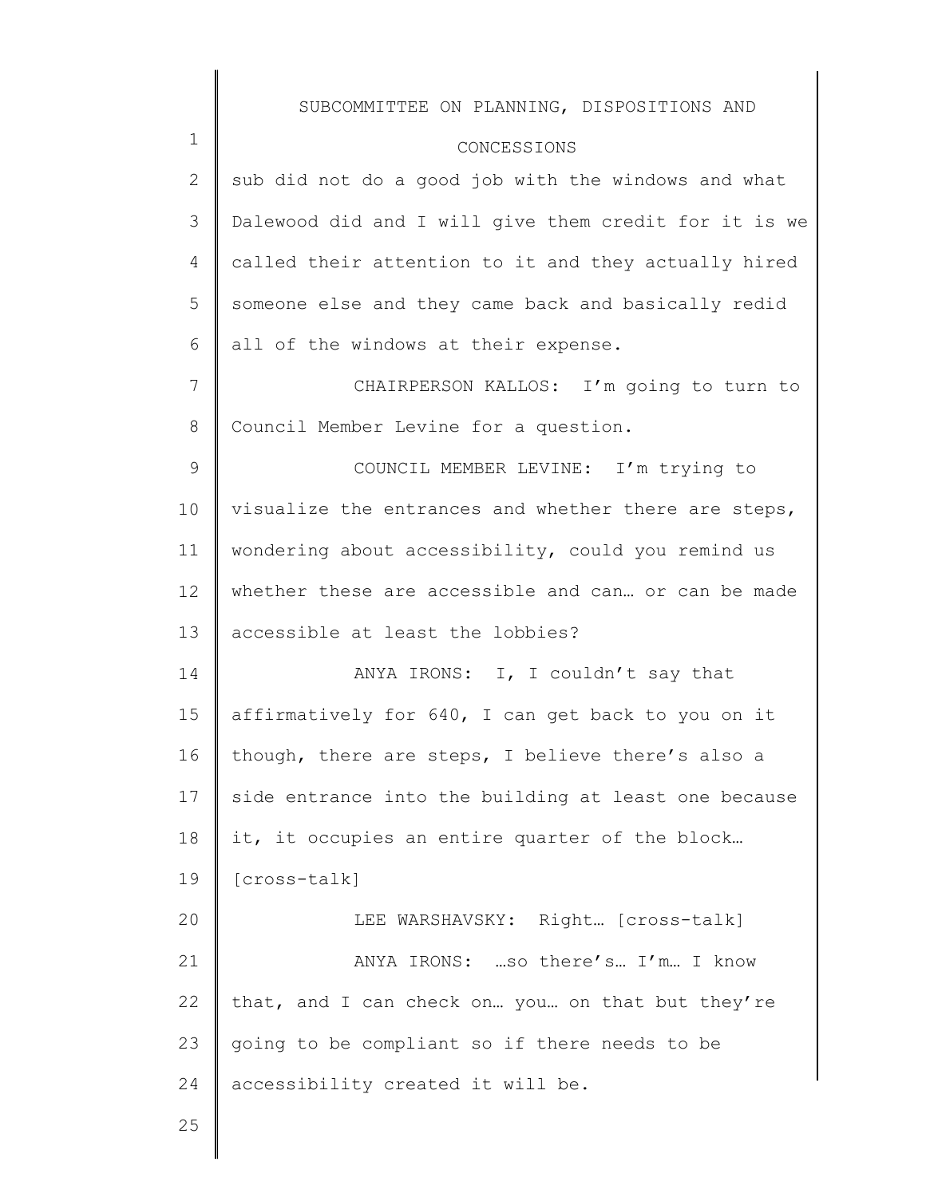sub did not do a good job with the windows and what Dalewood did and I will give them credit for it is we called their attention to it and they actually hired someone else and they came back and basically redid all of the windows at their expense.

CHAIRPERSON KALLOS: I'm going to turn to Council Member Levine for a question.

COUNCIL MEMBER LEVINE: I'm trying to visualize the entrances and whether there are steps, wondering about accessibility, could you remind us whether these are accessible and can… or can be made accessible at least the lobbies?

ANYA IRONS: I, I couldn't say that affirmatively for 640, I can get back to you on it though, there are steps, I believe there's also a side entrance into the building at least one because it, it occupies an entire quarter of the block… [cross-talk]

LEE WARSHAVSKY: Right… [cross-talk]

ANYA IRONS: …so there's… I'm… I know that, and I can check on… you… on that but they're going to be compliant so if there needs to be accessibility created it will be.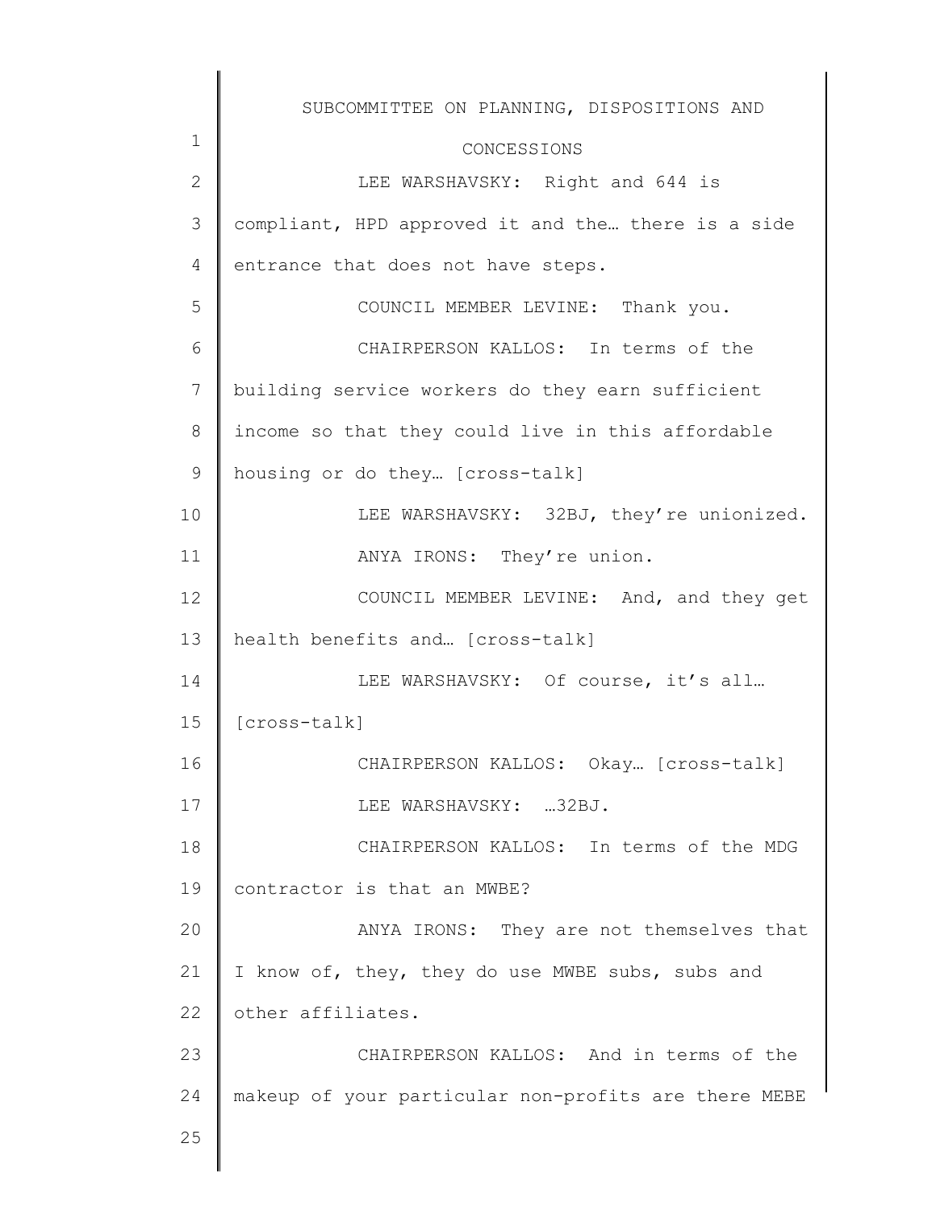LEE WARSHAVSKY: Right and 644 is compliant, HPD approved it and the… there is a side entrance that does not have steps.

COUNCIL MEMBER LEVINE: Thank you.

CHAIRPERSON KALLOS: In terms of the building service workers do they earn sufficient income so that they could live in this affordable housing or do they… [cross-talk]

LEE WARSHAVSKY: 32BJ, they're unionized.

ANYA IRONS: They're union.

COUNCIL MEMBER LEVINE: And, and they get health benefits and… [cross-talk]

LEE WARSHAVSKY: Of course, it's all… [cross-talk]

CHAIRPERSON KALLOS: Okay… [cross-talk]

LEE WARSHAVSKY: …32BJ.

CHAIRPERSON KALLOS: In terms of the MDG contractor is that an MWBE?

ANYA IRONS: They are not themselves that I know of, they, they do use MWBE subs, subs and other affiliates.

CHAIRPERSON KALLOS: And in terms of the makeup of your particular non-profits are there MEBE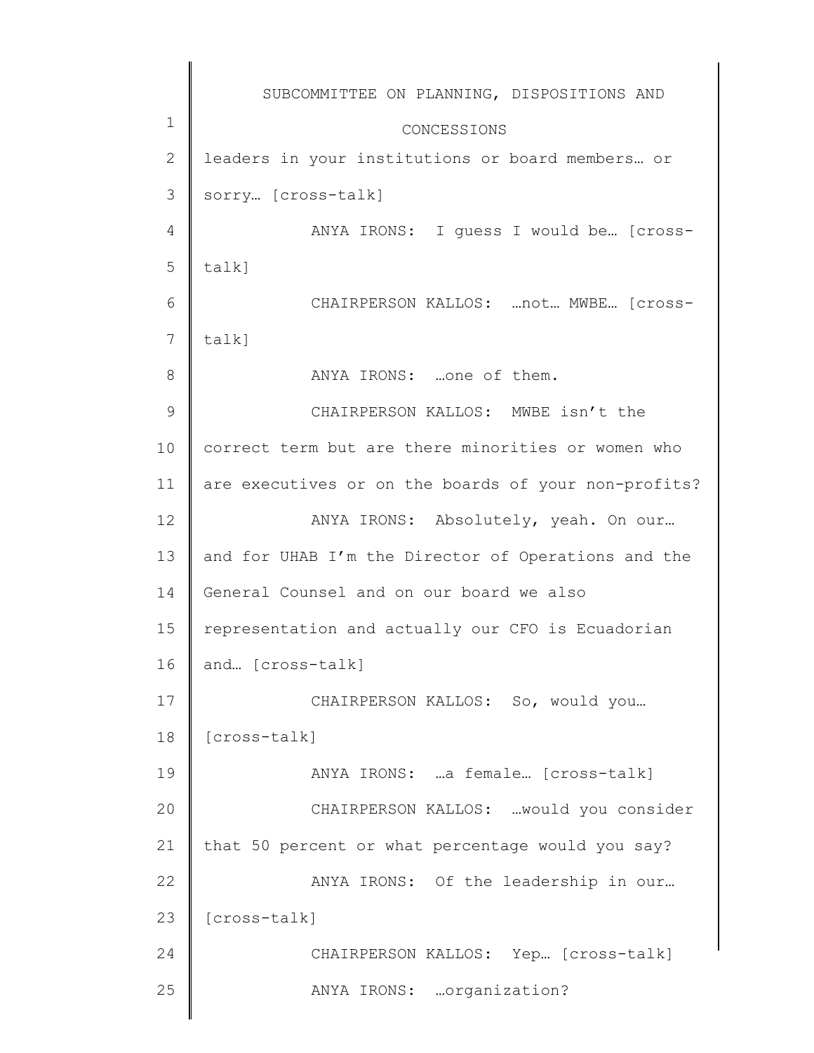leaders in your institutions or board members… or sorry… [cross-talk]

ANYA IRONS: I guess I would be… [cross-talk]

CHAIRPERSON KALLOS: …not… MWBE… [cross-talk]

ANYA IRONS: …one of them.

CHAIRPERSON KALLOS: MWBE isn't the correct term but are there minorities or women who are executives or on the boards of your non-profits?

ANYA IRONS: Absolutely, yeah. On our… and for UHAB I'm the Director of Operations and the General Counsel and on our board we also representation and actually our CFO is Ecuadorian and… [cross-talk]

CHAIRPERSON KALLOS: So, would you… [cross-talk]

ANYA IRONS: …a female… [cross-talk]

CHAIRPERSON KALLOS: …would you consider that 50 percent or what percentage would you say?

ANYA IRONS: Of the leadership in our… [cross-talk]

CHAIRPERSON KALLOS: Yep… [cross-talk]

ANYA IRONS: …organization?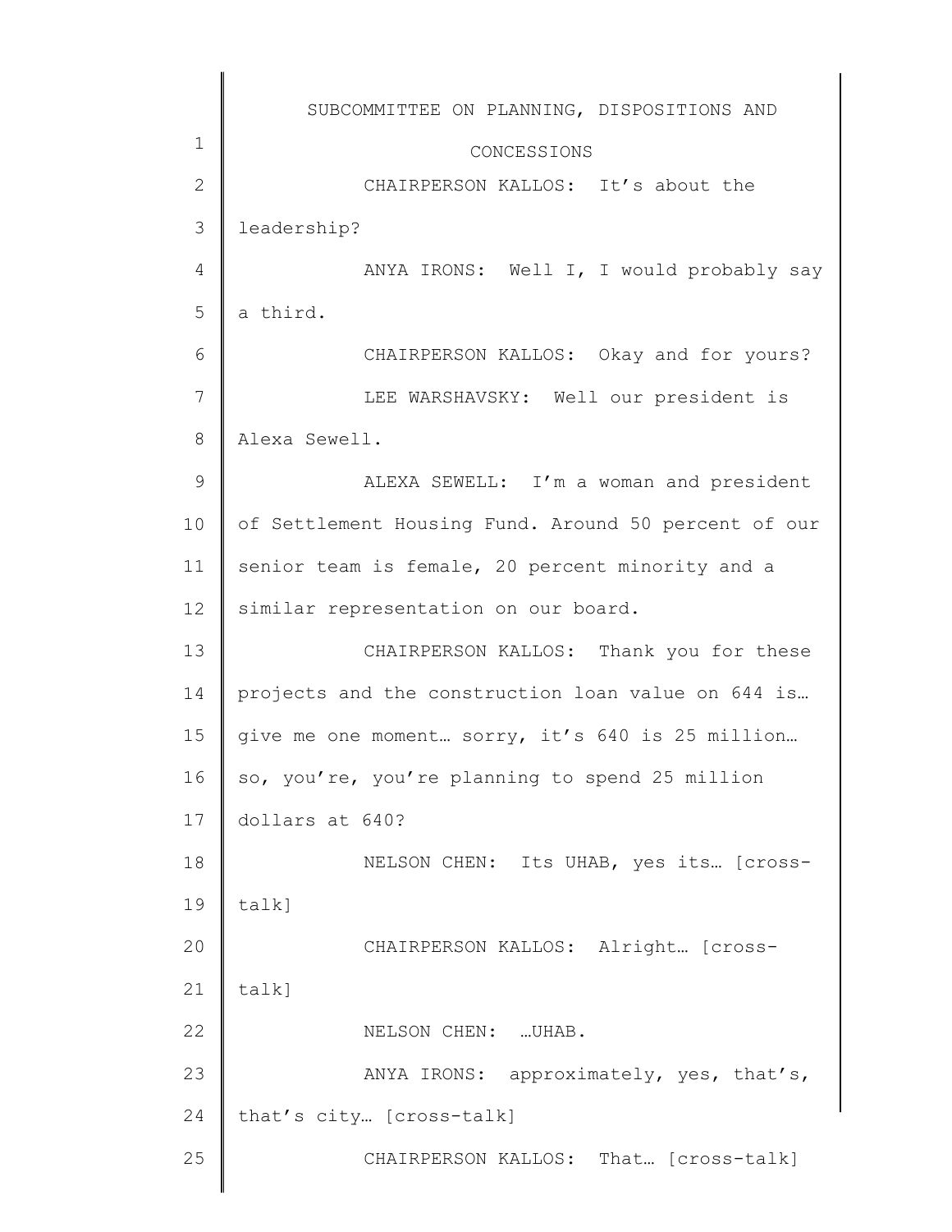CHAIRPERSON KALLOS: It's about the leadership?

ANYA IRONS: Well I, I would probably say a third.

CHAIRPERSON KALLOS: Okay and for yours?

LEE WARSHAVSKY: Well our president is Alexa Sewell.

ALEXA SEWELL: I'm a woman and president of Settlement Housing Fund. Around 50 percent of our senior team is female, 20 percent minority and a similar representation on our board.

CHAIRPERSON KALLOS: Thank you for these projects and the construction loan value on 644 is… give me one moment… sorry, it's 640 is 25 million… so, you're, you're planning to spend 25 million dollars at 640?

NELSON CHEN: Its UHAB, yes its… [cross-talk]

CHAIRPERSON KALLOS: Alright… [cross-talk]

NELSON CHEN: …UHAB.

ANYA IRONS: approximately, yes, that's, that's city… [cross-talk]

CHAIRPERSON KALLOS: That… [cross-talk]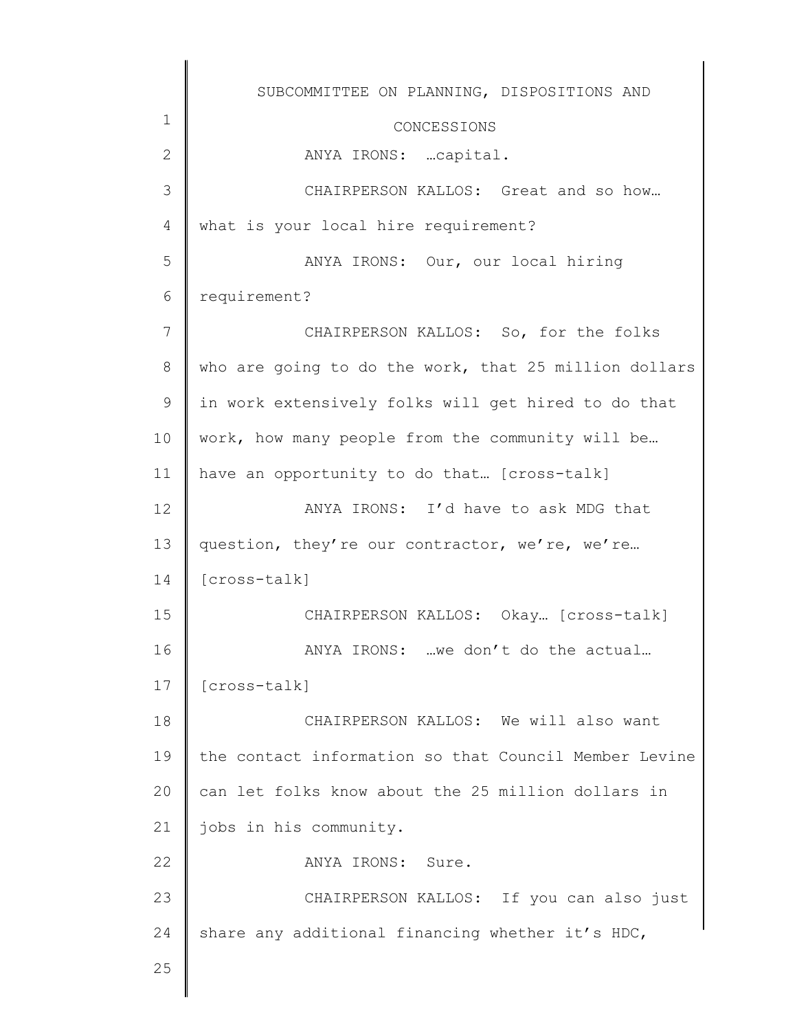ANYA IRONS: …capital.

CHAIRPERSON KALLOS: Great and so how… what is your local hire requirement?

ANYA IRONS: Our, our local hiring requirement?

CHAIRPERSON KALLOS: So, for the folks who are going to do the work, that 25 million dollars in work extensively folks will get hired to do that work, how many people from the community will be… have an opportunity to do that… [cross-talk]

ANYA IRONS: I'd have to ask MDG that question, they're our contractor, we're, we're… [cross-talk]

CHAIRPERSON KALLOS: Okay… [cross-talk]

ANYA IRONS: …we don't do the actual… [cross-talk]

CHAIRPERSON KALLOS: We will also want the contact information so that Council Member Levine can let folks know about the 25 million dollars in jobs in his community.

ANYA IRONS: Sure.

CHAIRPERSON KALLOS: If you can also just share any additional financing whether it's HDC,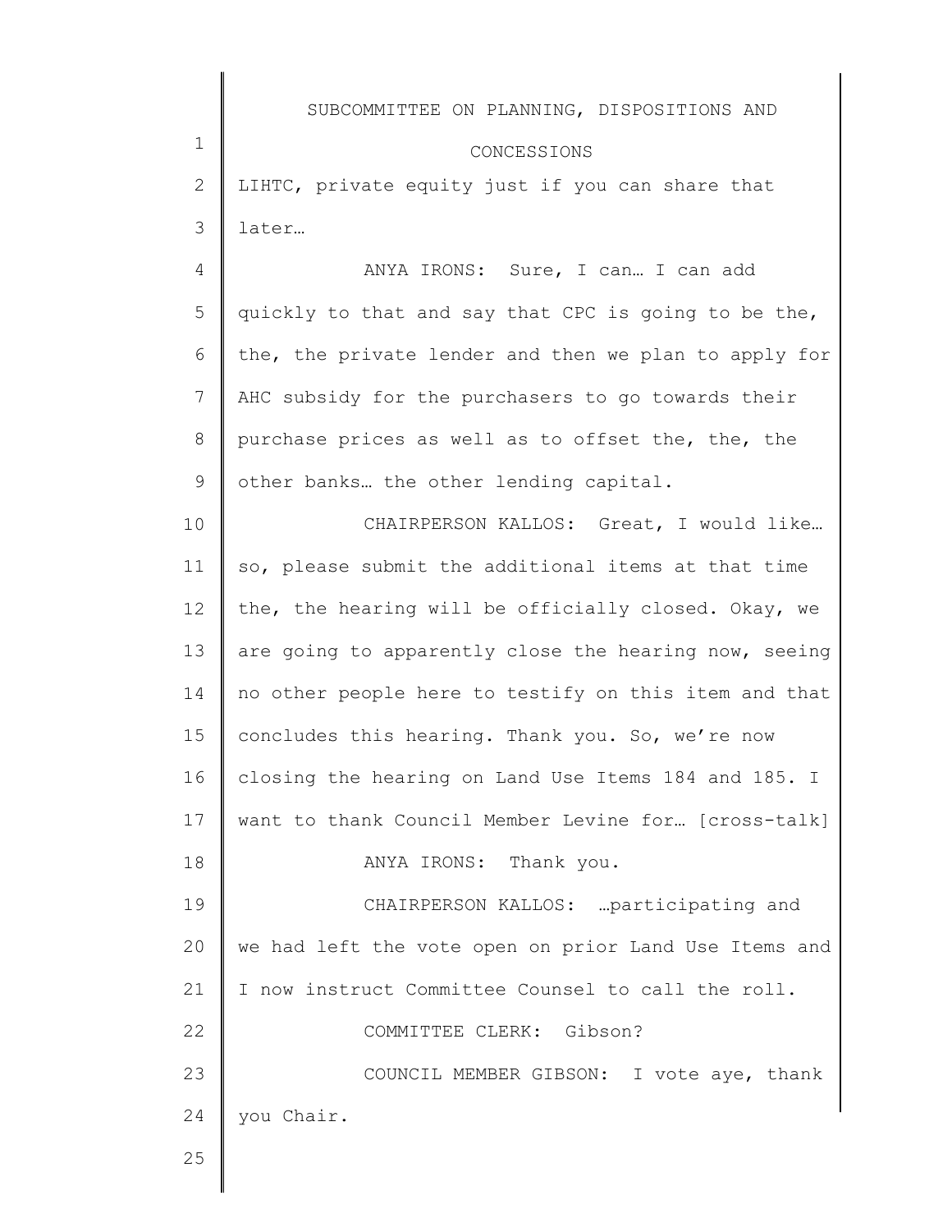LIHTC, private equity just if you can share that later…

ANYA IRONS: Sure, I can… I can add quickly to that and say that CPC is going to be the, the, the private lender and then we plan to apply for AHC subsidy for the purchasers to go towards their purchase prices as well as to offset the, the, the other banks… the other lending capital.

CHAIRPERSON KALLOS: Great, I would like… so, please submit the additional items at that time the, the hearing will be officially closed. Okay, we are going to apparently close the hearing now, seeing no other people here to testify on this item and that concludes this hearing. Thank you. So, we're now closing the hearing on Land Use Items 184 and 185. I want to thank Council Member Levine for… [cross-talk]

ANYA IRONS: Thank you.

CHAIRPERSON KALLOS: …participating and we had left the vote open on prior Land Use Items and I now instruct Committee Counsel to call the roll.

COMMITTEE CLERK: Gibson?

COUNCIL MEMBER GIBSON: I vote aye, thank you Chair.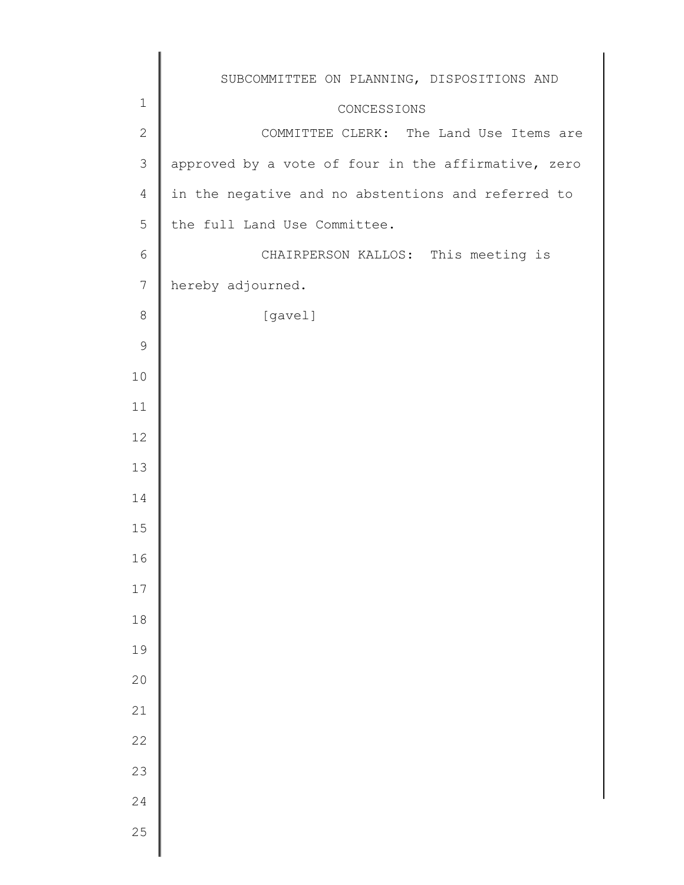COMMITTEE CLERK: The Land Use Items are approved by a vote of four in the affirmative, zero in the negative and no abstentions and referred to the full Land Use Committee.

CHAIRPERSON KALLOS: This meeting is hereby adjourned.

[gavel]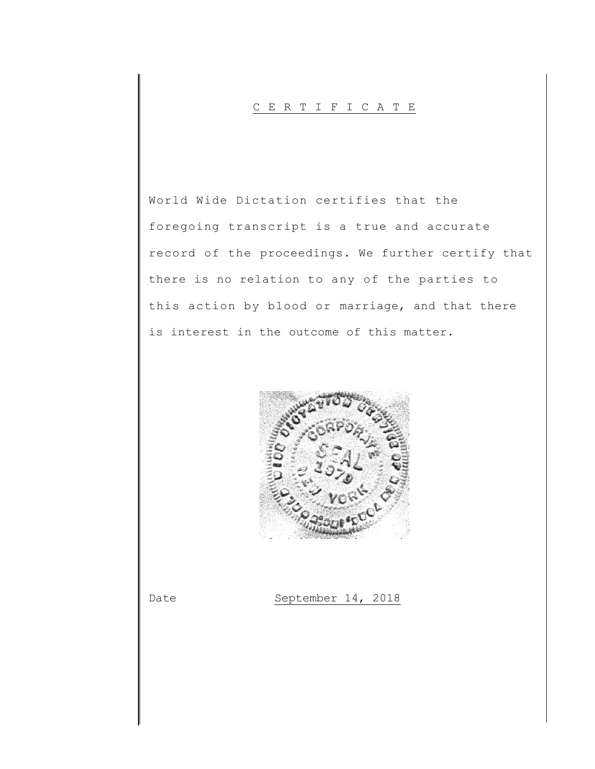# C E R T I F I C A T E

World Wide Dictation certifies that the foregoing transcript is a true and accurate record of the proceedings. We further certify that there is no relation to any of the parties to this action by blood or marriage, and that there is interest in the outcome of this matter.

Date September 14, 2018